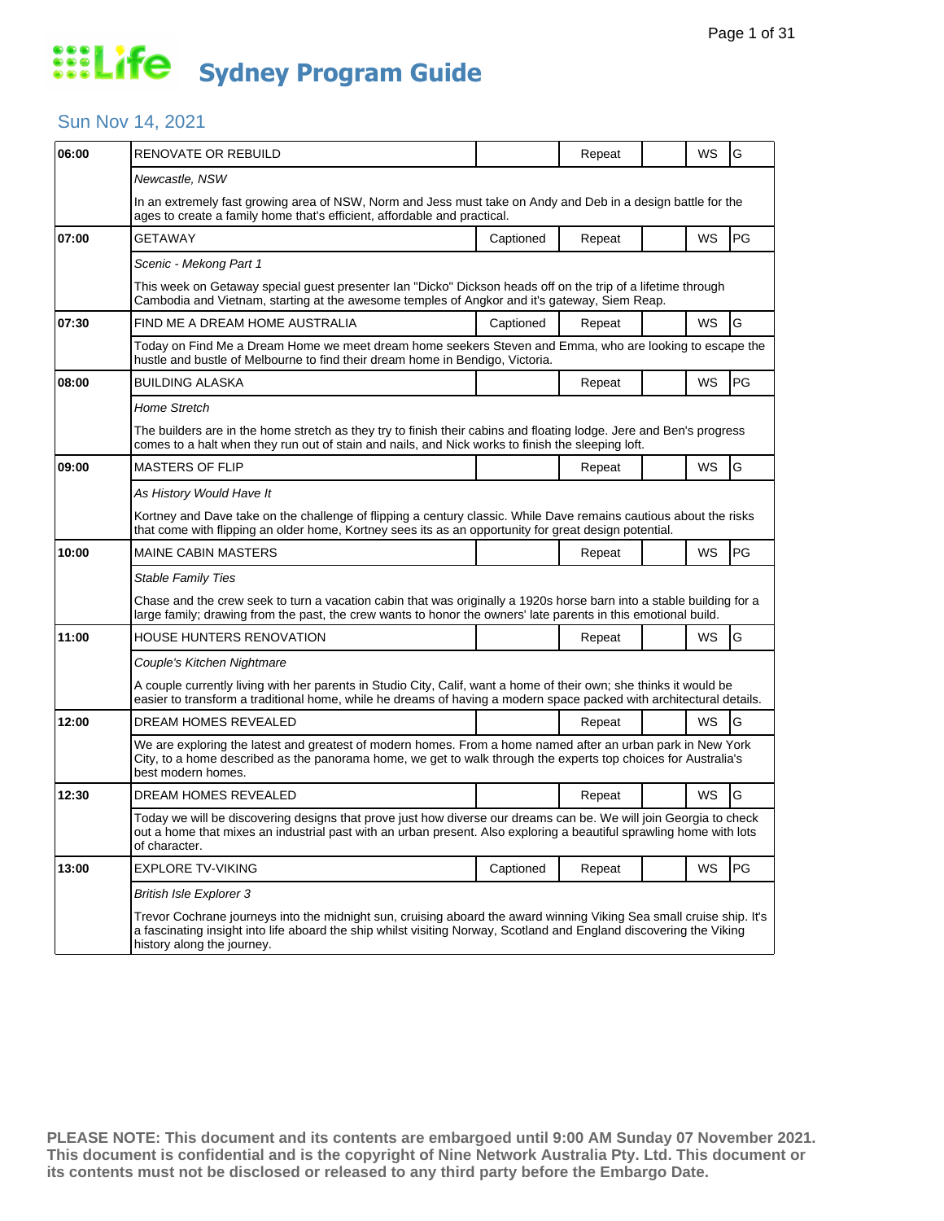# Life Sydney Program Guide

## Sun Nov 14, 2021

| Time | Program | Captioned | Repeat | | WS | Rating |
|---|---|---|---|---|---|---|
| 06:00 | RENOVATE OR REBUILD | | Repeat | | WS | G |
| | *Newcastle, NSW* | | | | | |
| | In an extremely fast growing area of NSW, Norm and Jess must take on Andy and Deb in a design battle for the ages to create a family home that's efficient, affordable and practical. | | | | | |
| 07:00 | GETAWAY | Captioned | Repeat | | WS | PG |
| | *Scenic - Mekong Part 1* | | | | | |
| | This week on Getaway special guest presenter Ian "Dicko" Dickson heads off on the trip of a lifetime through Cambodia and Vietnam, starting at the awesome temples of Angkor and it's gateway, Siem Reap. | | | | | |
| 07:30 | FIND ME A DREAM HOME AUSTRALIA | Captioned | Repeat | | WS | G |
| | Today on Find Me a Dream Home we meet dream home seekers Steven and Emma, who are looking to escape the hustle and bustle of Melbourne to find their dream home in Bendigo, Victoria. | | | | | |
| 08:00 | BUILDING ALASKA | | Repeat | | WS | PG |
| | *Home Stretch* | | | | | |
| | The builders are in the home stretch as they try to finish their cabins and floating lodge. Jere and Ben's progress comes to a halt when they run out of stain and nails, and Nick works to finish the sleeping loft. | | | | | |
| 09:00 | MASTERS OF FLIP | | Repeat | | WS | G |
| | *As History Would Have It* | | | | | |
| | Kortney and Dave take on the challenge of flipping a century classic. While Dave remains cautious about the risks that come with flipping an older home, Kortney sees its as an opportunity for great design potential. | | | | | |
| 10:00 | MAINE CABIN MASTERS | | Repeat | | WS | PG |
| | *Stable Family Ties* | | | | | |
| | Chase and the crew seek to turn a vacation cabin that was originally a 1920s horse barn into a stable building for a large family; drawing from the past, the crew wants to honor the owners' late parents in this emotional build. | | | | | |
| 11:00 | HOUSE HUNTERS RENOVATION | | Repeat | | WS | G |
| | *Couple's Kitchen Nightmare* | | | | | |
| | A couple currently living with her parents in Studio City, Calif, want a home of their own; she thinks it would be easier to transform a traditional home, while he dreams of having a modern space packed with architectural details. | | | | | |
| 12:00 | DREAM HOMES REVEALED | | Repeat | | WS | G |
| | We are exploring the latest and greatest of modern homes. From a home named after an urban park in New York City, to a home described as the panorama home, we get to walk through the experts top choices for Australia's best modern homes. | | | | | |
| 12:30 | DREAM HOMES REVEALED | | Repeat | | WS | G |
| | Today we will be discovering designs that prove just how diverse our dreams can be. We will join Georgia to check out a home that mixes an industrial past with an urban present. Also exploring a beautiful sprawling home with lots of character. | | | | | |
| 13:00 | EXPLORE TV-VIKING | Captioned | Repeat | | WS | PG |
| | *British Isle Explorer 3* | | | | | |
| | Trevor Cochrane journeys into the midnight sun, cruising aboard the award winning Viking Sea small cruise ship. It's a fascinating insight into life aboard the ship whilst visiting Norway, Scotland and England discovering the Viking history along the journey. | | | | | |

**PLEASE NOTE: This document and its contents are embargoed until 9:00 AM Sunday 07 November 2021. This document is confidential and is the copyright of Nine Network Australia Pty. Ltd. This document or its contents must not be disclosed or released to any third party before the Embargo Date.**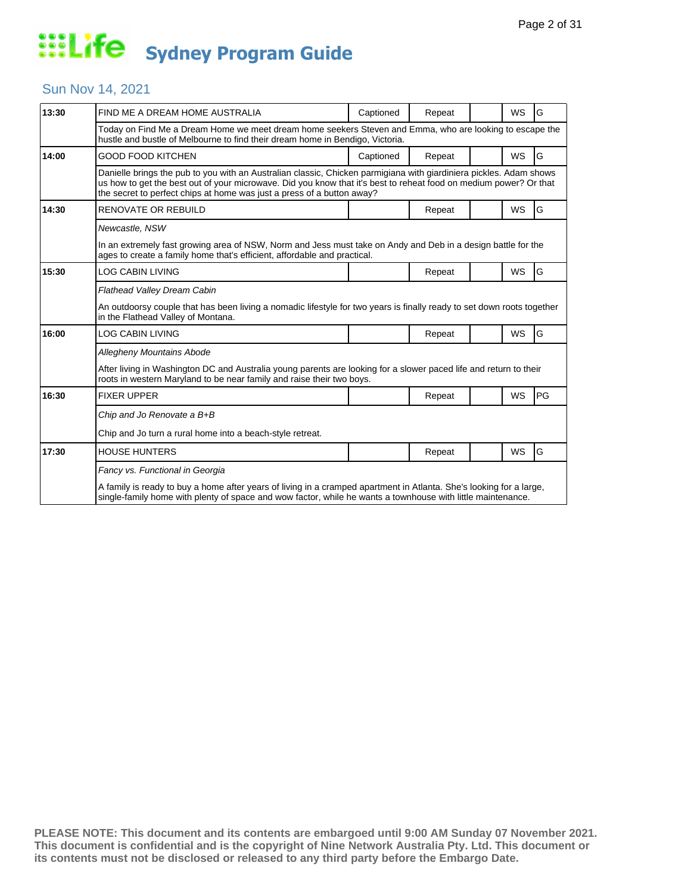# Life Sydney Program Guide

## Sun Nov 14, 2021

| Time | Program | Captioned | Repeat | | WS | Rating |
|---|---|---|---|---|---|---|
| 13:30 | FIND ME A DREAM HOME AUSTRALIA | Captioned | Repeat | | WS | G |
| | Today on Find Me a Dream Home we meet dream home seekers Steven and Emma, who are looking to escape the hustle and bustle of Melbourne to find their dream home in Bendigo, Victoria. | | | | | |
| 14:00 | GOOD FOOD KITCHEN | Captioned | Repeat | | WS | G |
| | Danielle brings the pub to you with an Australian classic, Chicken parmigiana with giardiniera pickles. Adam shows us how to get the best out of your microwave. Did you know that it's best to reheat food on medium power? Or that the secret to perfect chips at home was just a press of a button away? | | | | | |
| 14:30 | RENOVATE OR REBUILD | | Repeat | | WS | G |
| | *Newcastle, NSW* In an extremely fast growing area of NSW, Norm and Jess must take on Andy and Deb in a design battle for the ages to create a family home that's efficient, affordable and practical. | | | | | |
| 15:30 | LOG CABIN LIVING | | Repeat | | WS | G |
| | *Flathead Valley Dream Cabin* An outdoorsy couple that has been living a nomadic lifestyle for two years is finally ready to set down roots together in the Flathead Valley of Montana. | | | | | |
| 16:00 | LOG CABIN LIVING | | Repeat | | WS | G |
| | *Allegheny Mountains Abode* After living in Washington DC and Australia young parents are looking for a slower paced life and return to their roots in western Maryland to be near family and raise their two boys. | | | | | |
| 16:30 | FIXER UPPER | | Repeat | | WS | PG |
| | *Chip and Jo Renovate a B+B* Chip and Jo turn a rural home into a beach-style retreat. | | | | | |
| 17:30 | HOUSE HUNTERS | | Repeat | | WS | G |
| | *Fancy vs. Functional in Georgia* A family is ready to buy a home after years of living in a cramped apartment in Atlanta. She's looking for a large, single-family home with plenty of space and wow factor, while he wants a townhouse with little maintenance. | | | | | |

**PLEASE NOTE: This document and its contents are embargoed until 9:00 AM Sunday 07 November 2021. This document is confidential and is the copyright of Nine Network Australia Pty. Ltd. This document or its contents must not be disclosed or released to any third party before the Embargo Date.**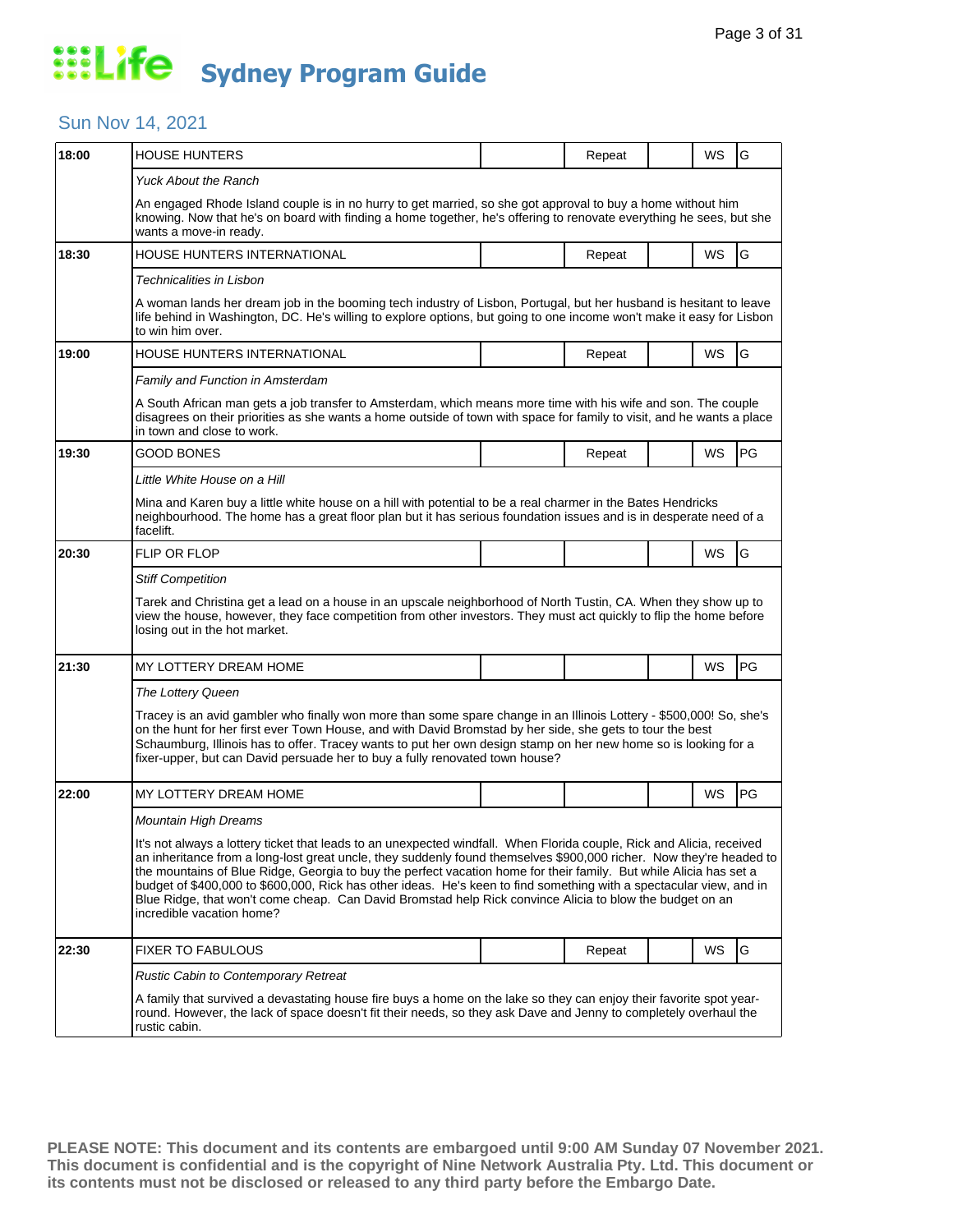# Life Sydney Program Guide

## Sun Nov 14, 2021

| Time | Program | | Repeat | | WS | Rating |
|---|---|---|---|---|---|---|
| 18:00 | HOUSE HUNTERS | | Repeat | | WS | G |
| | *Yuck About the Ranch* | | | | | |
| | An engaged Rhode Island couple is in no hurry to get married, so she got approval to buy a home without him knowing. Now that he's on board with finding a home together, he's offering to renovate everything he sees, but she wants a move-in ready. | | | | | |
| 18:30 | HOUSE HUNTERS INTERNATIONAL | | Repeat | | WS | G |
| | *Technicalities in Lisbon* | | | | | |
| | A woman lands her dream job in the booming tech industry of Lisbon, Portugal, but her husband is hesitant to leave life behind in Washington, DC. He's willing to explore options, but going to one income won't make it easy for Lisbon to win him over. | | | | | |
| 19:00 | HOUSE HUNTERS INTERNATIONAL | | Repeat | | WS | G |
| | *Family and Function in Amsterdam* | | | | | |
| | A South African man gets a job transfer to Amsterdam, which means more time with his wife and son. The couple disagrees on their priorities as she wants a home outside of town with space for family to visit, and he wants a place in town and close to work. | | | | | |
| 19:30 | GOOD BONES | | Repeat | | WS | PG |
| | *Little White House on a Hill* | | | | | |
| | Mina and Karen buy a little white house on a hill with potential to be a real charmer in the Bates Hendricks neighbourhood. The home has a great floor plan but it has serious foundation issues and is in desperate need of a facelift. | | | | | |
| 20:30 | FLIP OR FLOP | | | | WS | G |
| | *Stiff Competition* | | | | | |
| | Tarek and Christina get a lead on a house in an upscale neighborhood of North Tustin, CA. When they show up to view the house, however, they face competition from other investors. They must act quickly to flip the home before losing out in the hot market. | | | | | |
| 21:30 | MY LOTTERY DREAM HOME | | | | WS | PG |
| | *The Lottery Queen* | | | | | |
| | Tracey is an avid gambler who finally won more than some spare change in an Illinois Lottery - $500,000! So, she's on the hunt for her first ever Town House, and with David Bromstad by her side, she gets to tour the best Schaumburg, Illinois has to offer. Tracey wants to put her own design stamp on her new home so is looking for a fixer-upper, but can David persuade her to buy a fully renovated town house? | | | | | |
| 22:00 | MY LOTTERY DREAM HOME | | | | WS | PG |
| | *Mountain High Dreams* | | | | | |
| | It's not always a lottery ticket that leads to an unexpected windfall. When Florida couple, Rick and Alicia, received an inheritance from a long-lost great uncle, they suddenly found themselves $900,000 richer. Now they're headed to the mountains of Blue Ridge, Georgia to buy the perfect vacation home for their family. But while Alicia has set a budget of $400,000 to $600,000, Rick has other ideas. He's keen to find something with a spectacular view, and in Blue Ridge, that won't come cheap. Can David Bromstad help Rick convince Alicia to blow the budget on an incredible vacation home? | | | | | |
| 22:30 | FIXER TO FABULOUS | | Repeat | | WS | G |
| | *Rustic Cabin to Contemporary Retreat* | | | | | |
| | A family that survived a devastating house fire buys a home on the lake so they can enjoy their favorite spot year-round. However, the lack of space doesn't fit their needs, so they ask Dave and Jenny to completely overhaul the rustic cabin. | | | | | |

**PLEASE NOTE: This document and its contents are embargoed until 9:00 AM Sunday 07 November 2021. This document is confidential and is the copyright of Nine Network Australia Pty. Ltd. This document or its contents must not be disclosed or released to any third party before the Embargo Date.**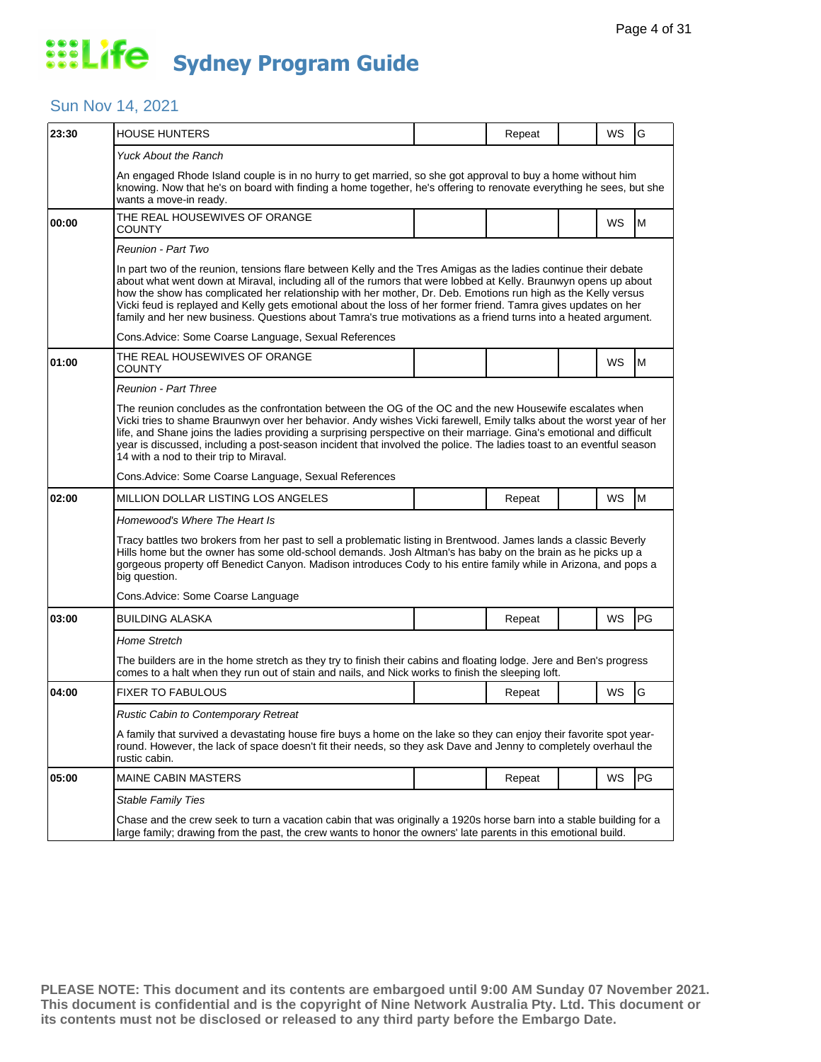# Life Sydney Program Guide

## Sun Nov 14, 2021

| Time | Program | | Repeat | | WS | Rating |
|---|---|---|---|---|---|---|
| 23:30 | HOUSE HUNTERS | | Repeat | | WS | G |
| | *Yuck About the Ranch*<br><br>An engaged Rhode Island couple is in no hurry to get married, so she got approval to buy a home without him knowing. Now that he's on board with finding a home together, he's offering to renovate everything he sees, but she wants a move-in ready. | | | | | |
| 00:00 | THE REAL HOUSEWIVES OF ORANGE COUNTY | | | | WS | M |
| | *Reunion - Part Two*<br><br>In part two of the reunion, tensions flare between Kelly and the Tres Amigas as the ladies continue their debate about what went down at Miraval, including all of the rumors that were lobbed at Kelly. Braunwyn opens up about how the show has complicated her relationship with her mother, Dr. Deb. Emotions run high as the Kelly versus Vicki feud is replayed and Kelly gets emotional about the loss of her former friend. Tamra gives updates on her family and her new business. Questions about Tamra's true motivations as a friend turns into a heated argument.<br><br>Cons.Advice: Some Coarse Language, Sexual References | | | | | |
| 01:00 | THE REAL HOUSEWIVES OF ORANGE COUNTY | | | | WS | M |
| | *Reunion - Part Three*<br><br>The reunion concludes as the confrontation between the OG of the OC and the new Housewife escalates when Vicki tries to shame Braunwyn over her behavior. Andy wishes Vicki farewell, Emily talks about the worst year of her life, and Shane joins the ladies providing a surprising perspective on their marriage. Gina's emotional and difficult year is discussed, including a post-season incident that involved the police. The ladies toast to an eventful season 14 with a nod to their trip to Miraval.<br><br>Cons.Advice: Some Coarse Language, Sexual References | | | | | |
| 02:00 | MILLION DOLLAR LISTING LOS ANGELES | | Repeat | | WS | M |
| | *Homewood's Where The Heart Is*<br><br>Tracy battles two brokers from her past to sell a problematic listing in Brentwood. James lands a classic Beverly Hills home but the owner has some old-school demands. Josh Altman's has baby on the brain as he picks up a gorgeous property off Benedict Canyon. Madison introduces Cody to his entire family while in Arizona, and pops a big question.<br><br>Cons.Advice: Some Coarse Language | | | | | |
| 03:00 | BUILDING ALASKA | | Repeat | | WS | PG |
| | *Home Stretch*<br><br>The builders are in the home stretch as they try to finish their cabins and floating lodge. Jere and Ben's progress comes to a halt when they run out of stain and nails, and Nick works to finish the sleeping loft. | | | | | |
| 04:00 | FIXER TO FABULOUS | | Repeat | | WS | G |
| | *Rustic Cabin to Contemporary Retreat*<br><br>A family that survived a devastating house fire buys a home on the lake so they can enjoy their favorite spot year-round. However, the lack of space doesn't fit their needs, so they ask Dave and Jenny to completely overhaul the rustic cabin. | | | | | |
| 05:00 | MAINE CABIN MASTERS | | Repeat | | WS | PG |
| | *Stable Family Ties*<br><br>Chase and the crew seek to turn a vacation cabin that was originally a 1920s horse barn into a stable building for a large family; drawing from the past, the crew wants to honor the owners' late parents in this emotional build. | | | | | |

**PLEASE NOTE: This document and its contents are embargoed until 9:00 AM Sunday 07 November 2021. This document is confidential and is the copyright of Nine Network Australia Pty. Ltd. This document or its contents must not be disclosed or released to any third party before the Embargo Date.**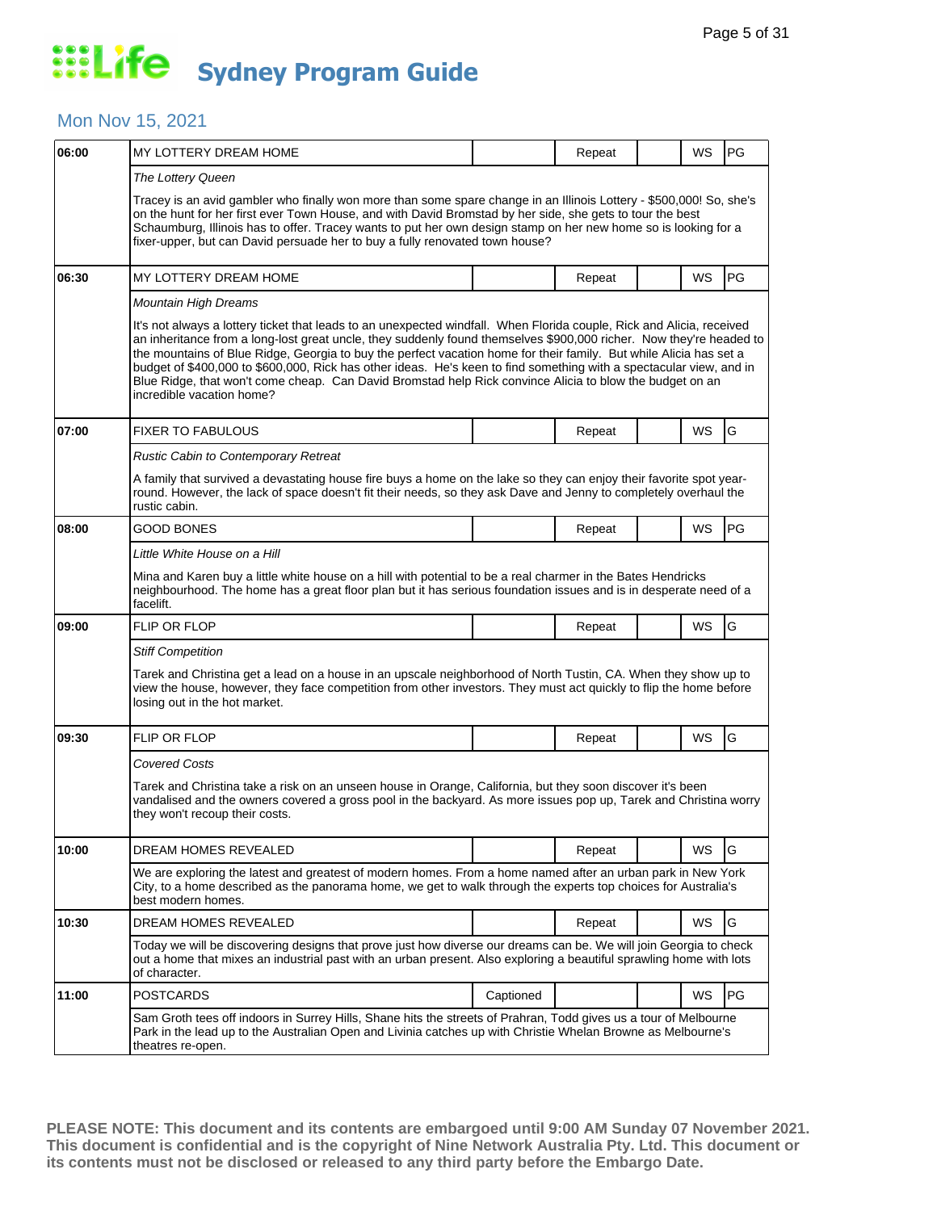# Life Sydney Program Guide

## Mon Nov 15, 2021

| Time | Program | Captioned | Repeat | | WS | Rating |
|---|---|---|---|---|---|---|
| 06:00 | MY LOTTERY DREAM HOME | | Repeat | | WS | PG |

*The Lottery Queen*

Tracey is an avid gambler who finally won more than some spare change in an Illinois Lottery - $500,000! So, she's on the hunt for her first ever Town House, and with David Bromstad by her side, she gets to tour the best Schaumburg, Illinois has to offer. Tracey wants to put her own design stamp on her new home so is looking for a fixer-upper, but can David persuade her to buy a fully renovated town house?

| Time | Program | Captioned | Repeat | | WS | Rating |
|---|---|---|---|---|---|---|
| 06:30 | MY LOTTERY DREAM HOME | | Repeat | | WS | PG |

*Mountain High Dreams*

It's not always a lottery ticket that leads to an unexpected windfall. When Florida couple, Rick and Alicia, received an inheritance from a long-lost great uncle, they suddenly found themselves $900,000 richer. Now they're headed to the mountains of Blue Ridge, Georgia to buy the perfect vacation home for their family. But while Alicia has set a budget of $400,000 to $600,000, Rick has other ideas. He's keen to find something with a spectacular view, and in Blue Ridge, that won't come cheap. Can David Bromstad help Rick convince Alicia to blow the budget on an incredible vacation home?

| Time | Program | Captioned | Repeat | | WS | Rating |
|---|---|---|---|---|---|---|
| 07:00 | FIXER TO FABULOUS | | Repeat | | WS | G |

*Rustic Cabin to Contemporary Retreat*

A family that survived a devastating house fire buys a home on the lake so they can enjoy their favorite spot year-round. However, the lack of space doesn't fit their needs, so they ask Dave and Jenny to completely overhaul the rustic cabin.

| Time | Program | Captioned | Repeat | | WS | Rating |
|---|---|---|---|---|---|---|
| 08:00 | GOOD BONES | | Repeat | | WS | PG |

*Little White House on a Hill*

Mina and Karen buy a little white house on a hill with potential to be a real charmer in the Bates Hendricks neighbourhood. The home has a great floor plan but it has serious foundation issues and is in desperate need of a facelift.

| Time | Program | Captioned | Repeat | | WS | Rating |
|---|---|---|---|---|---|---|
| 09:00 | FLIP OR FLOP | | Repeat | | WS | G |

*Stiff Competition*

Tarek and Christina get a lead on a house in an upscale neighborhood of North Tustin, CA. When they show up to view the house, however, they face competition from other investors. They must act quickly to flip the home before losing out in the hot market.

| Time | Program | Captioned | Repeat | | WS | Rating |
|---|---|---|---|---|---|---|
| 09:30 | FLIP OR FLOP | | Repeat | | WS | G |

*Covered Costs*

Tarek and Christina take a risk on an unseen house in Orange, California, but they soon discover it's been vandalised and the owners covered a gross pool in the backyard. As more issues pop up, Tarek and Christina worry they won't recoup their costs.

| Time | Program | Captioned | Repeat | | WS | Rating |
|---|---|---|---|---|---|---|
| 10:00 | DREAM HOMES REVEALED | | Repeat | | WS | G |

We are exploring the latest and greatest of modern homes. From a home named after an urban park in New York City, to a home described as the panorama home, we get to walk through the experts top choices for Australia's best modern homes.

| Time | Program | Captioned | Repeat | | WS | Rating |
|---|---|---|---|---|---|---|
| 10:30 | DREAM HOMES REVEALED | | Repeat | | WS | G |

Today we will be discovering designs that prove just how diverse our dreams can be. We will join Georgia to check out a home that mixes an industrial past with an urban present. Also exploring a beautiful sprawling home with lots of character.

| Time | Program | Captioned | Repeat | | WS | Rating |
|---|---|---|---|---|---|---|
| 11:00 | POSTCARDS | Captioned | | | WS | PG |

Sam Groth tees off indoors in Surrey Hills, Shane hits the streets of Prahran, Todd gives us a tour of Melbourne Park in the lead up to the Australian Open and Livinia catches up with Christie Whelan Browne as Melbourne's theatres re-open.

**PLEASE NOTE: This document and its contents are embargoed until 9:00 AM Sunday 07 November 2021. This document is confidential and is the copyright of Nine Network Australia Pty. Ltd. This document or its contents must not be disclosed or released to any third party before the Embargo Date.**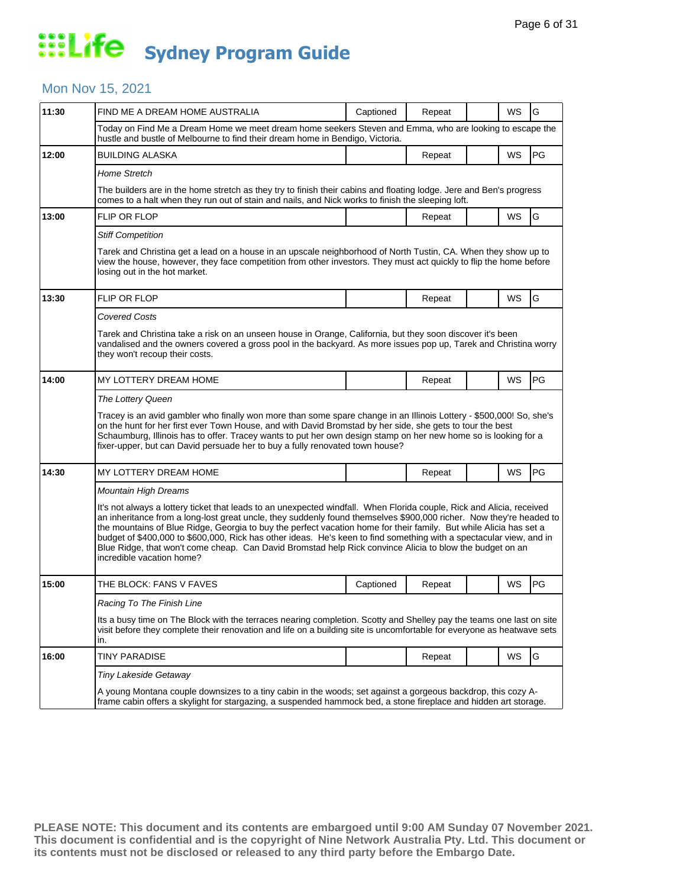# Life Sydney Program Guide

## Mon Nov 15, 2021

| Time | Program | Captioned | Repeat | | WS | Rating |
|---|---|---|---|---|---|---|
| 11:30 | FIND ME A DREAM HOME AUSTRALIA | Captioned | Repeat | | WS | G |
| | Today on Find Me a Dream Home we meet dream home seekers Steven and Emma, who are looking to escape the hustle and bustle of Melbourne to find their dream home in Bendigo, Victoria. | | | | | |
| 12:00 | BUILDING ALASKA | | Repeat | | WS | PG |
| | *Home Stretch*<br><br>The builders are in the home stretch as they try to finish their cabins and floating lodge. Jere and Ben's progress comes to a halt when they run out of stain and nails, and Nick works to finish the sleeping loft. | | | | | |
| 13:00 | FLIP OR FLOP | | Repeat | | WS | G |
| | *Stiff Competition*<br><br>Tarek and Christina get a lead on a house in an upscale neighborhood of North Tustin, CA. When they show up to view the house, however, they face competition from other investors. They must act quickly to flip the home before losing out in the hot market. | | | | | |
| 13:30 | FLIP OR FLOP | | Repeat | | WS | G |
| | *Covered Costs*<br><br>Tarek and Christina take a risk on an unseen house in Orange, California, but they soon discover it's been vandalised and the owners covered a gross pool in the backyard. As more issues pop up, Tarek and Christina worry they won't recoup their costs. | | | | | |
| 14:00 | MY LOTTERY DREAM HOME | | Repeat | | WS | PG |
| | *The Lottery Queen*<br><br>Tracey is an avid gambler who finally won more than some spare change in an Illinois Lottery - $500,000! So, she's on the hunt for her first ever Town House, and with David Bromstad by her side, she gets to tour the best Schaumburg, Illinois has to offer. Tracey wants to put her own design stamp on her new home so is looking for a fixer-upper, but can David persuade her to buy a fully renovated town house? | | | | | |
| 14:30 | MY LOTTERY DREAM HOME | | Repeat | | WS | PG |
| | *Mountain High Dreams*<br><br>It's not always a lottery ticket that leads to an unexpected windfall. When Florida couple, Rick and Alicia, received an inheritance from a long-lost great uncle, they suddenly found themselves $900,000 richer. Now they're headed to the mountains of Blue Ridge, Georgia to buy the perfect vacation home for their family. But while Alicia has set a budget of $400,000 to $600,000, Rick has other ideas. He's keen to find something with a spectacular view, and in Blue Ridge, that won't come cheap. Can David Bromstad help Rick convince Alicia to blow the budget on an incredible vacation home? | | | | | |
| 15:00 | THE BLOCK: FANS V FAVES | Captioned | Repeat | | WS | PG |
| | *Racing To The Finish Line*<br><br>Its a busy time on The Block with the terraces nearing completion. Scotty and Shelley pay the teams one last on site visit before they complete their renovation and life on a building site is uncomfortable for everyone as heatwave sets in. | | | | | |
| 16:00 | TINY PARADISE | | Repeat | | WS | G |
| | *Tiny Lakeside Getaway*<br><br>A young Montana couple downsizes to a tiny cabin in the woods; set against a gorgeous backdrop, this cozy A-frame cabin offers a skylight for stargazing, a suspended hammock bed, a stone fireplace and hidden art storage. | | | | | |

**PLEASE NOTE: This document and its contents are embargoed until 9:00 AM Sunday 07 November 2021. This document is confidential and is the copyright of Nine Network Australia Pty. Ltd. This document or its contents must not be disclosed or released to any third party before the Embargo Date.**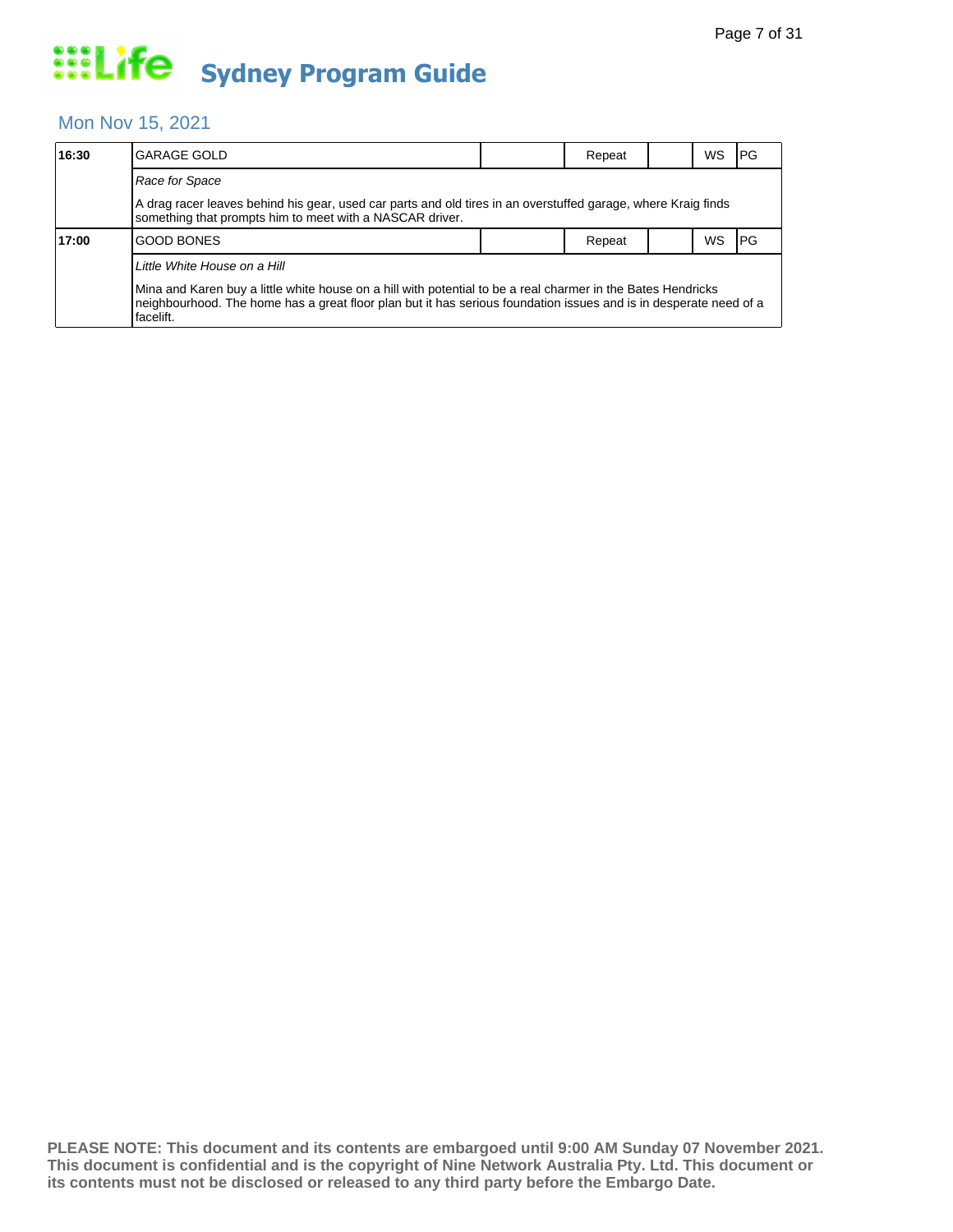# Sydney Program Guide

## Mon Nov 15, 2021

| 16:30 | GARAGE GOLD | | Repeat | | WS | PG |
|---|---|---|---|---|---|---|
| | *Race for Space* | | | | | |
| | A drag racer leaves behind his gear, used car parts and old tires in an overstuffed garage, where Kraig finds something that prompts him to meet with a NASCAR driver. | | | | | |
| **17:00** | GOOD BONES | | Repeat | | WS | PG |
| | *Little White House on a Hill* | | | | | |
| | Mina and Karen buy a little white house on a hill with potential to be a real charmer in the Bates Hendricks neighbourhood. The home has a great floor plan but it has serious foundation issues and is in desperate need of a facelift. | | | | | |

**PLEASE NOTE: This document and its contents are embargoed until 9:00 AM Sunday 07 November 2021. This document is confidential and is the copyright of Nine Network Australia Pty. Ltd. This document or its contents must not be disclosed or released to any third party before the Embargo Date.**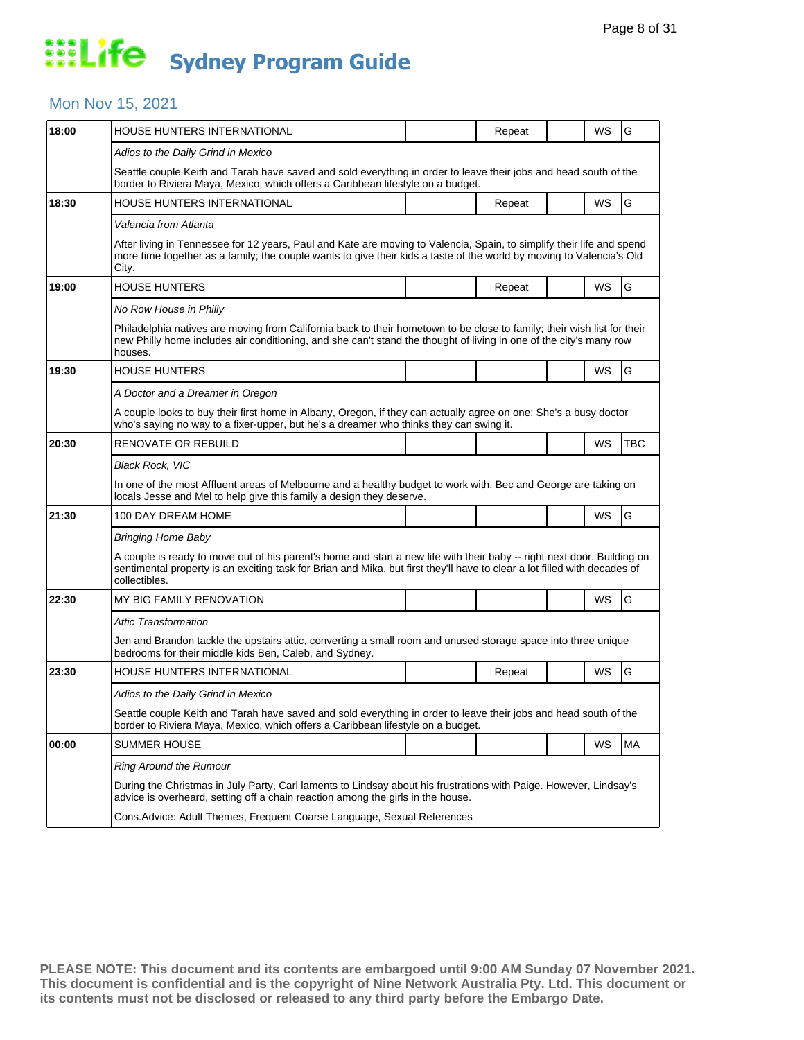# Life Sydney Program Guide

## Mon Nov 15, 2021

| Time | Program | | | | | |
|---|---|---|---|---|---|---|
| 18:00 | HOUSE HUNTERS INTERNATIONAL | | Repeat | | WS | G |
| | *Adios to the Daily Grind in Mexico* | | | | | |
| | Seattle couple Keith and Tarah have saved and sold everything in order to leave their jobs and head south of the border to Riviera Maya, Mexico, which offers a Caribbean lifestyle on a budget. | | | | | |
| 18:30 | HOUSE HUNTERS INTERNATIONAL | | Repeat | | WS | G |
| | *Valencia from Atlanta* | | | | | |
| | After living in Tennessee for 12 years, Paul and Kate are moving to Valencia, Spain, to simplify their life and spend more time together as a family; the couple wants to give their kids a taste of the world by moving to Valencia's Old City. | | | | | |
| 19:00 | HOUSE HUNTERS | | Repeat | | WS | G |
| | *No Row House in Philly* | | | | | |
| | Philadelphia natives are moving from California back to their hometown to be close to family; their wish list for their new Philly home includes air conditioning, and she can't stand the thought of living in one of the city's many row houses. | | | | | |
| 19:30 | HOUSE HUNTERS | | | | WS | G |
| | *A Doctor and a Dreamer in Oregon* | | | | | |
| | A couple looks to buy their first home in Albany, Oregon, if they can actually agree on one; She's a busy doctor who's saying no way to a fixer-upper, but he's a dreamer who thinks they can swing it. | | | | | |
| 20:30 | RENOVATE OR REBUILD | | | | WS | TBC |
| | *Black Rock, VIC* | | | | | |
| | In one of the most Affluent areas of Melbourne and a healthy budget to work with, Bec and George are taking on locals Jesse and Mel to help give this family a design they deserve. | | | | | |
| 21:30 | 100 DAY DREAM HOME | | | | WS | G |
| | *Bringing Home Baby* | | | | | |
| | A couple is ready to move out of his parent's home and start a new life with their baby -- right next door. Building on sentimental property is an exciting task for Brian and Mika, but first they'll have to clear a lot filled with decades of collectibles. | | | | | |
| 22:30 | MY BIG FAMILY RENOVATION | | | | WS | G |
| | *Attic Transformation* | | | | | |
| | Jen and Brandon tackle the upstairs attic, converting a small room and unused storage space into three unique bedrooms for their middle kids Ben, Caleb, and Sydney. | | | | | |
| 23:30 | HOUSE HUNTERS INTERNATIONAL | | Repeat | | WS | G |
| | *Adios to the Daily Grind in Mexico* | | | | | |
| | Seattle couple Keith and Tarah have saved and sold everything in order to leave their jobs and head south of the border to Riviera Maya, Mexico, which offers a Caribbean lifestyle on a budget. | | | | | |
| 00:00 | SUMMER HOUSE | | | | WS | MA |
| | *Ring Around the Rumour* | | | | | |
| | During the Christmas in July Party, Carl laments to Lindsay about his frustrations with Paige. However, Lindsay's advice is overheard, setting off a chain reaction among the girls in the house. | | | | | |
| | Cons.Advice: Adult Themes, Frequent Coarse Language, Sexual References | | | | | |

**PLEASE NOTE: This document and its contents are embargoed until 9:00 AM Sunday 07 November 2021. This document is confidential and is the copyright of Nine Network Australia Pty. Ltd. This document or its contents must not be disclosed or released to any third party before the Embargo Date.**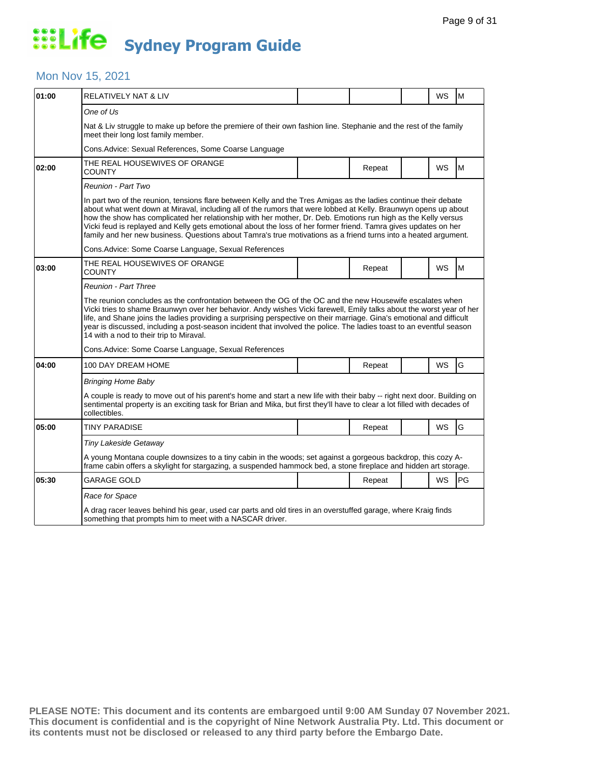# Life Sydney Program Guide

## Mon Nov 15, 2021

| Time | Program | | | | | |
|---|---|---|---|---|---|---|
| **01:00** | RELATIVELY NAT & LIV | | | | WS | M |
| | *One of Us* | | | | | |
| | Nat & Liv struggle to make up before the premiere of their own fashion line. Stephanie and the rest of the family meet their long lost family member. | | | | | |
| | Cons.Advice: Sexual References, Some Coarse Language | | | | | |
| **02:00** | THE REAL HOUSEWIVES OF ORANGE COUNTY | | Repeat | | WS | M |
| | *Reunion - Part Two* | | | | | |
| | In part two of the reunion, tensions flare between Kelly and the Tres Amigas as the ladies continue their debate about what went down at Miraval, including all of the rumors that were lobbed at Kelly. Braunwyn opens up about how the show has complicated her relationship with her mother, Dr. Deb. Emotions run high as the Kelly versus Vicki feud is replayed and Kelly gets emotional about the loss of her former friend. Tamra gives updates on her family and her new business. Questions about Tamra's true motivations as a friend turns into a heated argument. | | | | | |
| | Cons.Advice: Some Coarse Language, Sexual References | | | | | |
| **03:00** | THE REAL HOUSEWIVES OF ORANGE COUNTY | | Repeat | | WS | M |
| | *Reunion - Part Three* | | | | | |
| | The reunion concludes as the confrontation between the OG of the OC and the new Housewife escalates when Vicki tries to shame Braunwyn over her behavior. Andy wishes Vicki farewell, Emily talks about the worst year of her life, and Shane joins the ladies providing a surprising perspective on their marriage. Gina's emotional and difficult year is discussed, including a post-season incident that involved the police. The ladies toast to an eventful season 14 with a nod to their trip to Miraval. | | | | | |
| | Cons.Advice: Some Coarse Language, Sexual References | | | | | |
| **04:00** | 100 DAY DREAM HOME | | Repeat | | WS | G |
| | *Bringing Home Baby* | | | | | |
| | A couple is ready to move out of his parent's home and start a new life with their baby -- right next door. Building on sentimental property is an exciting task for Brian and Mika, but first they'll have to clear a lot filled with decades of collectibles. | | | | | |
| **05:00** | TINY PARADISE | | Repeat | | WS | G |
| | *Tiny Lakeside Getaway* | | | | | |
| | A young Montana couple downsizes to a tiny cabin in the woods; set against a gorgeous backdrop, this cozy A-frame cabin offers a skylight for stargazing, a suspended hammock bed, a stone fireplace and hidden art storage. | | | | | |
| **05:30** | GARAGE GOLD | | Repeat | | WS | PG |
| | *Race for Space* | | | | | |
| | A drag racer leaves behind his gear, used car parts and old tires in an overstuffed garage, where Kraig finds something that prompts him to meet with a NASCAR driver. | | | | | |

**PLEASE NOTE: This document and its contents are embargoed until 9:00 AM Sunday 07 November 2021. This document is confidential and is the copyright of Nine Network Australia Pty. Ltd. This document or its contents must not be disclosed or released to any third party before the Embargo Date.**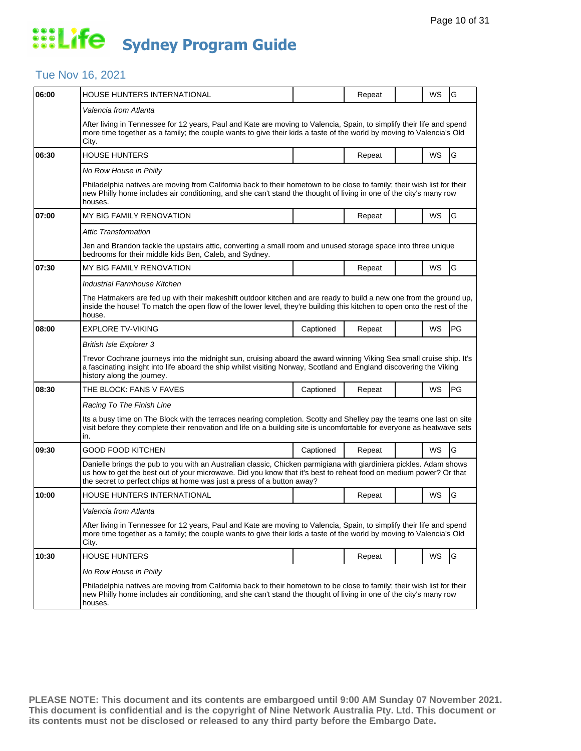# Life Sydney Program Guide

## Tue Nov 16, 2021

| Time | Program | Captioned | Repeat | | WS | Rating |
|---|---|---|---|---|---|---|
| 06:00 | HOUSE HUNTERS INTERNATIONAL | | Repeat | | WS | G |
| | *Valencia from Atlanta* | | | | | |
| | After living in Tennessee for 12 years, Paul and Kate are moving to Valencia, Spain, to simplify their life and spend more time together as a family; the couple wants to give their kids a taste of the world by moving to Valencia's Old City. | | | | | |
| 06:30 | HOUSE HUNTERS | | Repeat | | WS | G |
| | *No Row House in Philly* | | | | | |
| | Philadelphia natives are moving from California back to their hometown to be close to family; their wish list for their new Philly home includes air conditioning, and she can't stand the thought of living in one of the city's many row houses. | | | | | |
| 07:00 | MY BIG FAMILY RENOVATION | | Repeat | | WS | G |
| | *Attic Transformation* | | | | | |
| | Jen and Brandon tackle the upstairs attic, converting a small room and unused storage space into three unique bedrooms for their middle kids Ben, Caleb, and Sydney. | | | | | |
| 07:30 | MY BIG FAMILY RENOVATION | | Repeat | | WS | G |
| | *Industrial Farmhouse Kitchen* | | | | | |
| | The Hatmakers are fed up with their makeshift outdoor kitchen and are ready to build a new one from the ground up, inside the house! To match the open flow of the lower level, they're building this kitchen to open onto the rest of the house. | | | | | |
| 08:00 | EXPLORE TV-VIKING | Captioned | Repeat | | WS | PG |
| | *British Isle Explorer 3* | | | | | |
| | Trevor Cochrane journeys into the midnight sun, cruising aboard the award winning Viking Sea small cruise ship. It's a fascinating insight into life aboard the ship whilst visiting Norway, Scotland and England discovering the Viking history along the journey. | | | | | |
| 08:30 | THE BLOCK: FANS V FAVES | Captioned | Repeat | | WS | PG |
| | *Racing To The Finish Line* | | | | | |
| | Its a busy time on The Block with the terraces nearing completion. Scotty and Shelley pay the teams one last on site visit before they complete their renovation and life on a building site is uncomfortable for everyone as heatwave sets in. | | | | | |
| 09:30 | GOOD FOOD KITCHEN | Captioned | Repeat | | WS | G |
| | Danielle brings the pub to you with an Australian classic, Chicken parmigiana with giardiniera pickles. Adam shows us how to get the best out of your microwave. Did you know that it's best to reheat food on medium power? Or that the secret to perfect chips at home was just a press of a button away? | | | | | |
| 10:00 | HOUSE HUNTERS INTERNATIONAL | | Repeat | | WS | G |
| | *Valencia from Atlanta* | | | | | |
| | After living in Tennessee for 12 years, Paul and Kate are moving to Valencia, Spain, to simplify their life and spend more time together as a family; the couple wants to give their kids a taste of the world by moving to Valencia's Old City. | | | | | |
| 10:30 | HOUSE HUNTERS | | Repeat | | WS | G |
| | *No Row House in Philly* | | | | | |
| | Philadelphia natives are moving from California back to their hometown to be close to family; their wish list for their new Philly home includes air conditioning, and she can't stand the thought of living in one of the city's many row houses. | | | | | |

**PLEASE NOTE: This document and its contents are embargoed until 9:00 AM Sunday 07 November 2021. This document is confidential and is the copyright of Nine Network Australia Pty. Ltd. This document or its contents must not be disclosed or released to any third party before the Embargo Date.**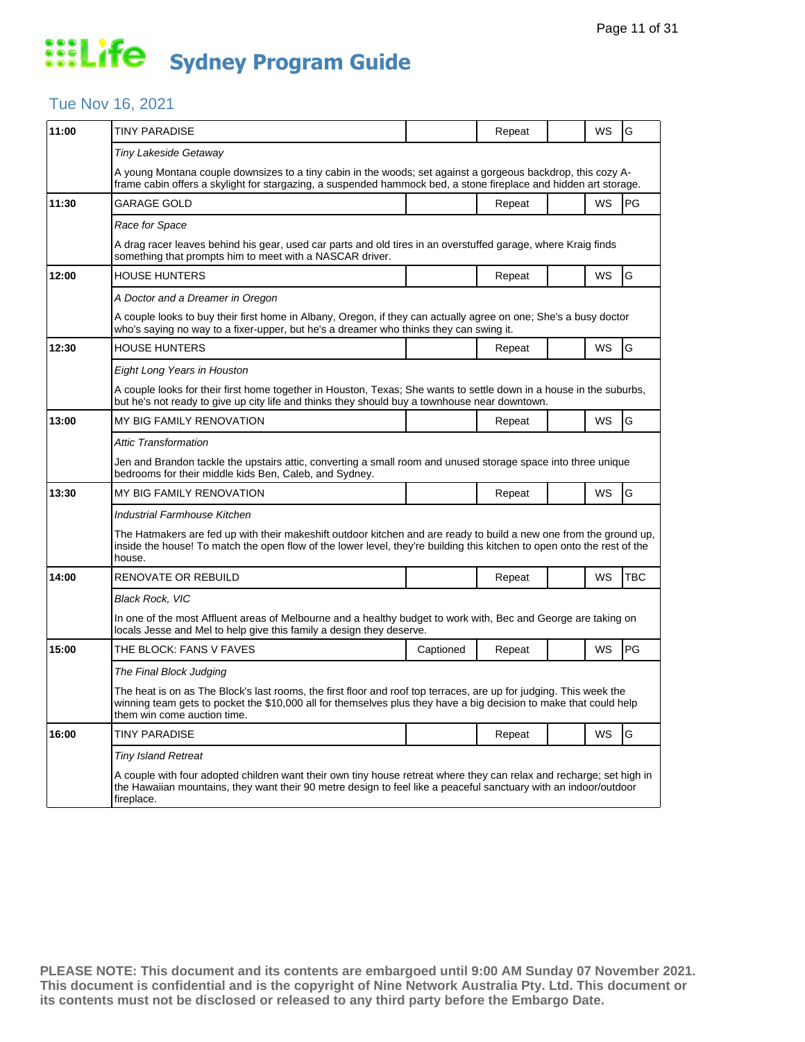# Life Sydney Program Guide

## Tue Nov 16, 2021

| Time | Program | Captioned | Repeat | | WS | Rating |
|---|---|---|---|---|---|---|
| 11:00 | TINY PARADISE | | Repeat | | WS | G |
| | *Tiny Lakeside Getaway* | | | | | |
| | A young Montana couple downsizes to a tiny cabin in the woods; set against a gorgeous backdrop, this cozy A-frame cabin offers a skylight for stargazing, a suspended hammock bed, a stone fireplace and hidden art storage. | | | | | |
| 11:30 | GARAGE GOLD | | Repeat | | WS | PG |
| | *Race for Space* | | | | | |
| | A drag racer leaves behind his gear, used car parts and old tires in an overstuffed garage, where Kraig finds something that prompts him to meet with a NASCAR driver. | | | | | |
| 12:00 | HOUSE HUNTERS | | Repeat | | WS | G |
| | *A Doctor and a Dreamer in Oregon* | | | | | |
| | A couple looks to buy their first home in Albany, Oregon, if they can actually agree on one; She's a busy doctor who's saying no way to a fixer-upper, but he's a dreamer who thinks they can swing it. | | | | | |
| 12:30 | HOUSE HUNTERS | | Repeat | | WS | G |
| | *Eight Long Years in Houston* | | | | | |
| | A couple looks for their first home together in Houston, Texas; She wants to settle down in a house in the suburbs, but he's not ready to give up city life and thinks they should buy a townhouse near downtown. | | | | | |
| 13:00 | MY BIG FAMILY RENOVATION | | Repeat | | WS | G |
| | *Attic Transformation* | | | | | |
| | Jen and Brandon tackle the upstairs attic, converting a small room and unused storage space into three unique bedrooms for their middle kids Ben, Caleb, and Sydney. | | | | | |
| 13:30 | MY BIG FAMILY RENOVATION | | Repeat | | WS | G |
| | *Industrial Farmhouse Kitchen* | | | | | |
| | The Hatmakers are fed up with their makeshift outdoor kitchen and are ready to build a new one from the ground up, inside the house! To match the open flow of the lower level, they're building this kitchen to open onto the rest of the house. | | | | | |
| 14:00 | RENOVATE OR REBUILD | | Repeat | | WS | TBC |
| | *Black Rock, VIC* | | | | | |
| | In one of the most Affluent areas of Melbourne and a healthy budget to work with, Bec and George are taking on locals Jesse and Mel to help give this family a design they deserve. | | | | | |
| 15:00 | THE BLOCK: FANS V FAVES | Captioned | Repeat | | WS | PG |
| | *The Final Block Judging* | | | | | |
| | The heat is on as The Block's last rooms, the first floor and roof top terraces, are up for judging. This week the winning team gets to pocket the $10,000 all for themselves plus they have a big decision to make that could help them win come auction time. | | | | | |
| 16:00 | TINY PARADISE | | Repeat | | WS | G |
| | *Tiny Island Retreat* | | | | | |
| | A couple with four adopted children want their own tiny house retreat where they can relax and recharge; set high in the Hawaiian mountains, they want their 90 metre design to feel like a peaceful sanctuary with an indoor/outdoor fireplace. | | | | | |

**PLEASE NOTE: This document and its contents are embargoed until 9:00 AM Sunday 07 November 2021. This document is confidential and is the copyright of Nine Network Australia Pty. Ltd. This document or its contents must not be disclosed or released to any third party before the Embargo Date.**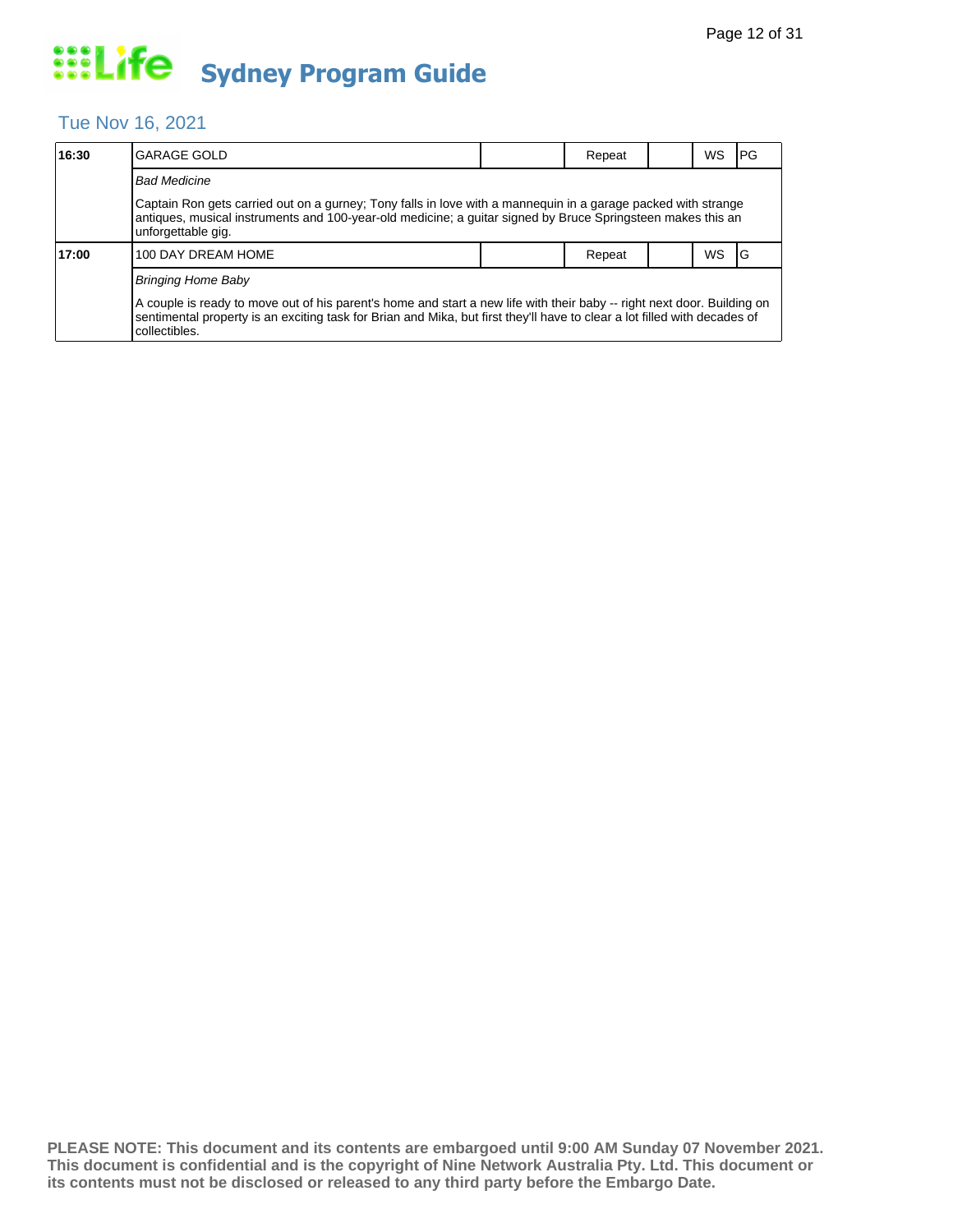# Sydney Program Guide

## Tue Nov 16, 2021

| Time | Program | | Status | | Format | Rating |
|---|---|---|---|---|---|---|
| 16:30 | GARAGE GOLD | | Repeat | | WS | PG |
| | *Bad Medicine* | | | | | |
| | Captain Ron gets carried out on a gurney; Tony falls in love with a mannequin in a garage packed with strange antiques, musical instruments and 100-year-old medicine; a guitar signed by Bruce Springsteen makes this an unforgettable gig. | | | | | |
| 17:00 | 100 DAY DREAM HOME | | Repeat | | WS | G |
| | *Bringing Home Baby* | | | | | |
| | A couple is ready to move out of his parent's home and start a new life with their baby -- right next door. Building on sentimental property is an exciting task for Brian and Mika, but first they'll have to clear a lot filled with decades of collectibles. | | | | | |

**PLEASE NOTE: This document and its contents are embargoed until 9:00 AM Sunday 07 November 2021. This document is confidential and is the copyright of Nine Network Australia Pty. Ltd. This document or its contents must not be disclosed or released to any third party before the Embargo Date.**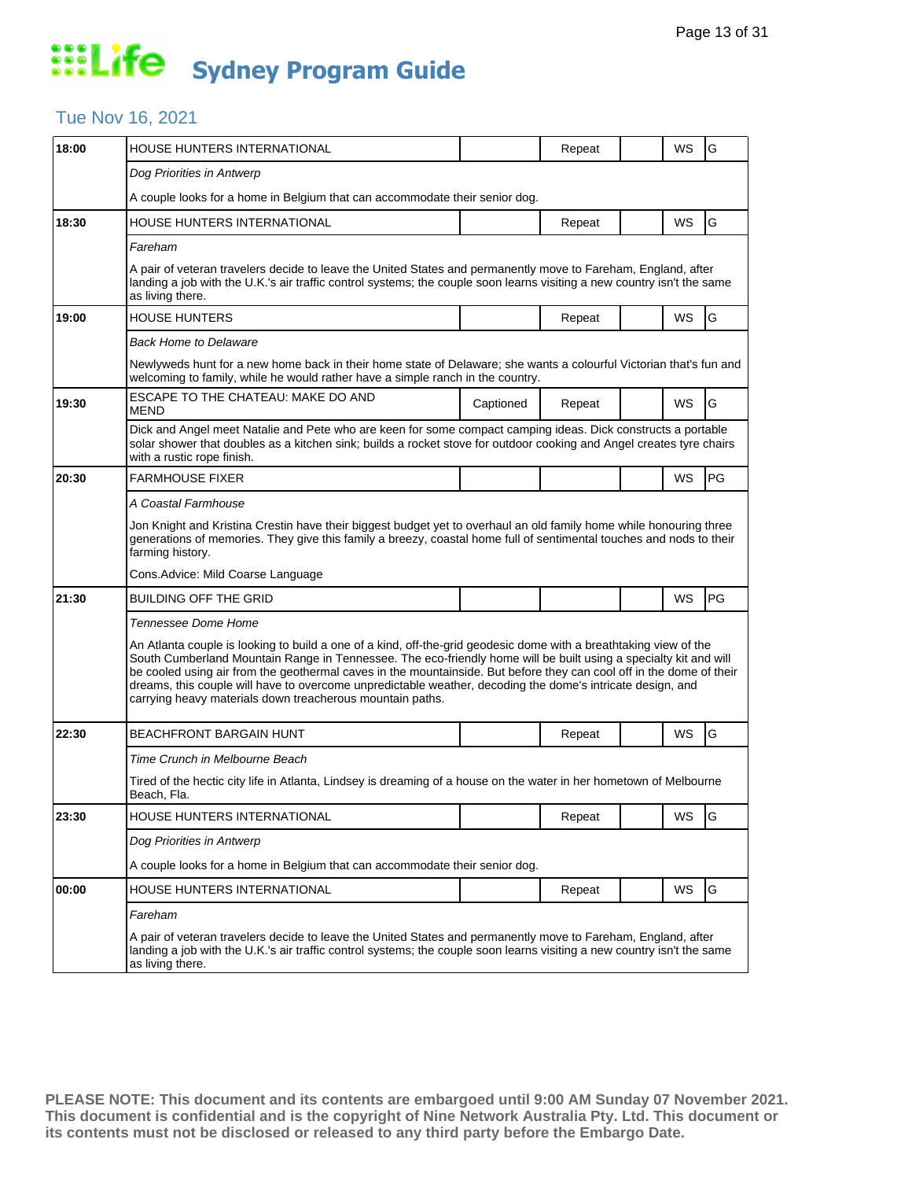# Life Sydney Program Guide

## Tue Nov 16, 2021

| Time | Program | Captioned | Repeat | | WS | Rating |
|---|---|---|---|---|---|---|
| 18:00 | HOUSE HUNTERS INTERNATIONAL | | Repeat | | WS | G |
| | *Dog Priorities in Antwerp* | | | | | |
| | A couple looks for a home in Belgium that can accommodate their senior dog. | | | | | |
| 18:30 | HOUSE HUNTERS INTERNATIONAL | | Repeat | | WS | G |
| | *Fareham* | | | | | |
| | A pair of veteran travelers decide to leave the United States and permanently move to Fareham, England, after landing a job with the U.K.'s air traffic control systems; the couple soon learns visiting a new country isn't the same as living there. | | | | | |
| 19:00 | HOUSE HUNTERS | | Repeat | | WS | G |
| | *Back Home to Delaware* | | | | | |
| | Newlyweds hunt for a new home back in their home state of Delaware; she wants a colourful Victorian that's fun and welcoming to family, while he would rather have a simple ranch in the country. | | | | | |
| 19:30 | ESCAPE TO THE CHATEAU: MAKE DO AND MEND | Captioned | Repeat | | WS | G |
| | Dick and Angel meet Natalie and Pete who are keen for some compact camping ideas. Dick constructs a portable solar shower that doubles as a kitchen sink; builds a rocket stove for outdoor cooking and Angel creates tyre chairs with a rustic rope finish. | | | | | |
| 20:30 | FARMHOUSE FIXER | | | | WS | PG |
| | *A Coastal Farmhouse* | | | | | |
| | Jon Knight and Kristina Crestin have their biggest budget yet to overhaul an old family home while honouring three generations of memories. They give this family a breezy, coastal home full of sentimental touches and nods to their farming history. | | | | | |
| | Cons.Advice: Mild Coarse Language | | | | | |
| 21:30 | BUILDING OFF THE GRID | | | | WS | PG |
| | *Tennessee Dome Home* | | | | | |
| | An Atlanta couple is looking to build a one of a kind, off-the-grid geodesic dome with a breathtaking view of the South Cumberland Mountain Range in Tennessee. The eco-friendly home will be built using a specialty kit and will be cooled using air from the geothermal caves in the mountainside. But before they can cool off in the dome of their dreams, this couple will have to overcome unpredictable weather, decoding the dome's intricate design, and carrying heavy materials down treacherous mountain paths. | | | | | |
| 22:30 | BEACHFRONT BARGAIN HUNT | | Repeat | | WS | G |
| | *Time Crunch in Melbourne Beach* | | | | | |
| | Tired of the hectic city life in Atlanta, Lindsey is dreaming of a house on the water in her hometown of Melbourne Beach, Fla. | | | | | |
| 23:30 | HOUSE HUNTERS INTERNATIONAL | | Repeat | | WS | G |
| | *Dog Priorities in Antwerp* | | | | | |
| | A couple looks for a home in Belgium that can accommodate their senior dog. | | | | | |
| 00:00 | HOUSE HUNTERS INTERNATIONAL | | Repeat | | WS | G |
| | *Fareham* | | | | | |
| | A pair of veteran travelers decide to leave the United States and permanently move to Fareham, England, after landing a job with the U.K.'s air traffic control systems; the couple soon learns visiting a new country isn't the same as living there. | | | | | |

**PLEASE NOTE: This document and its contents are embargoed until 9:00 AM Sunday 07 November 2021. This document is confidential and is the copyright of Nine Network Australia Pty. Ltd. This document or its contents must not be disclosed or released to any third party before the Embargo Date.**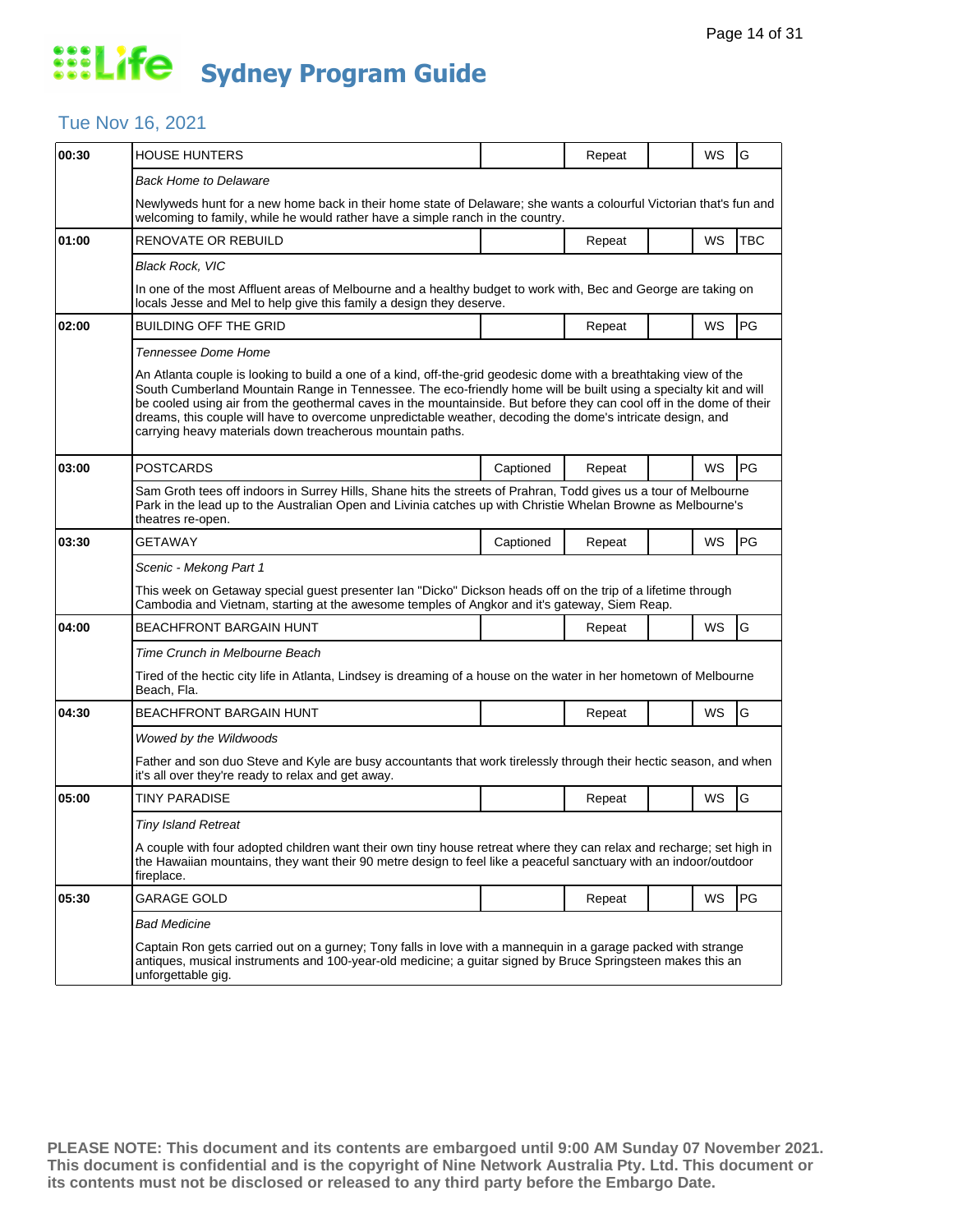# Life Sydney Program Guide

## Tue Nov 16, 2021

| Time | Program | Captioned | Repeat | | WS | Rating |
|---|---|---|---|---|---|---|
| 00:30 | HOUSE HUNTERS | | Repeat | | WS | G |
| | *Back Home to Delaware* | | | | | |
| | Newlyweds hunt for a new home back in their home state of Delaware; she wants a colourful Victorian that's fun and welcoming to family, while he would rather have a simple ranch in the country. | | | | | |
| 01:00 | RENOVATE OR REBUILD | | Repeat | | WS | TBC |
| | *Black Rock, VIC* | | | | | |
| | In one of the most Affluent areas of Melbourne and a healthy budget to work with, Bec and George are taking on locals Jesse and Mel to help give this family a design they deserve. | | | | | |
| 02:00 | BUILDING OFF THE GRID | | Repeat | | WS | PG |
| | *Tennessee Dome Home* | | | | | |
| | An Atlanta couple is looking to build a one of a kind, off-the-grid geodesic dome with a breathtaking view of the South Cumberland Mountain Range in Tennessee. The eco-friendly home will be built using a specialty kit and will be cooled using air from the geothermal caves in the mountainside. But before they can cool off in the dome of their dreams, this couple will have to overcome unpredictable weather, decoding the dome's intricate design, and carrying heavy materials down treacherous mountain paths. | | | | | |
| 03:00 | POSTCARDS | Captioned | Repeat | | WS | PG |
| | Sam Groth tees off indoors in Surrey Hills, Shane hits the streets of Prahran, Todd gives us a tour of Melbourne Park in the lead up to the Australian Open and Livinia catches up with Christie Whelan Browne as Melbourne's theatres re-open. | | | | | |
| 03:30 | GETAWAY | Captioned | Repeat | | WS | PG |
| | *Scenic - Mekong Part 1* | | | | | |
| | This week on Getaway special guest presenter Ian "Dicko" Dickson heads off on the trip of a lifetime through Cambodia and Vietnam, starting at the awesome temples of Angkor and it's gateway, Siem Reap. | | | | | |
| 04:00 | BEACHFRONT BARGAIN HUNT | | Repeat | | WS | G |
| | *Time Crunch in Melbourne Beach* | | | | | |
| | Tired of the hectic city life in Atlanta, Lindsey is dreaming of a house on the water in her hometown of Melbourne Beach, Fla. | | | | | |
| 04:30 | BEACHFRONT BARGAIN HUNT | | Repeat | | WS | G |
| | *Wowed by the Wildwoods* | | | | | |
| | Father and son duo Steve and Kyle are busy accountants that work tirelessly through their hectic season, and when it's all over they're ready to relax and get away. | | | | | |
| 05:00 | TINY PARADISE | | Repeat | | WS | G |
| | *Tiny Island Retreat* | | | | | |
| | A couple with four adopted children want their own tiny house retreat where they can relax and recharge; set high in the Hawaiian mountains, they want their 90 metre design to feel like a peaceful sanctuary with an indoor/outdoor fireplace. | | | | | |
| 05:30 | GARAGE GOLD | | Repeat | | WS | PG |
| | *Bad Medicine* | | | | | |
| | Captain Ron gets carried out on a gurney; Tony falls in love with a mannequin in a garage packed with strange antiques, musical instruments and 100-year-old medicine; a guitar signed by Bruce Springsteen makes this an unforgettable gig. | | | | | |

**PLEASE NOTE: This document and its contents are embargoed until 9:00 AM Sunday 07 November 2021. This document is confidential and is the copyright of Nine Network Australia Pty. Ltd. This document or its contents must not be disclosed or released to any third party before the Embargo Date.**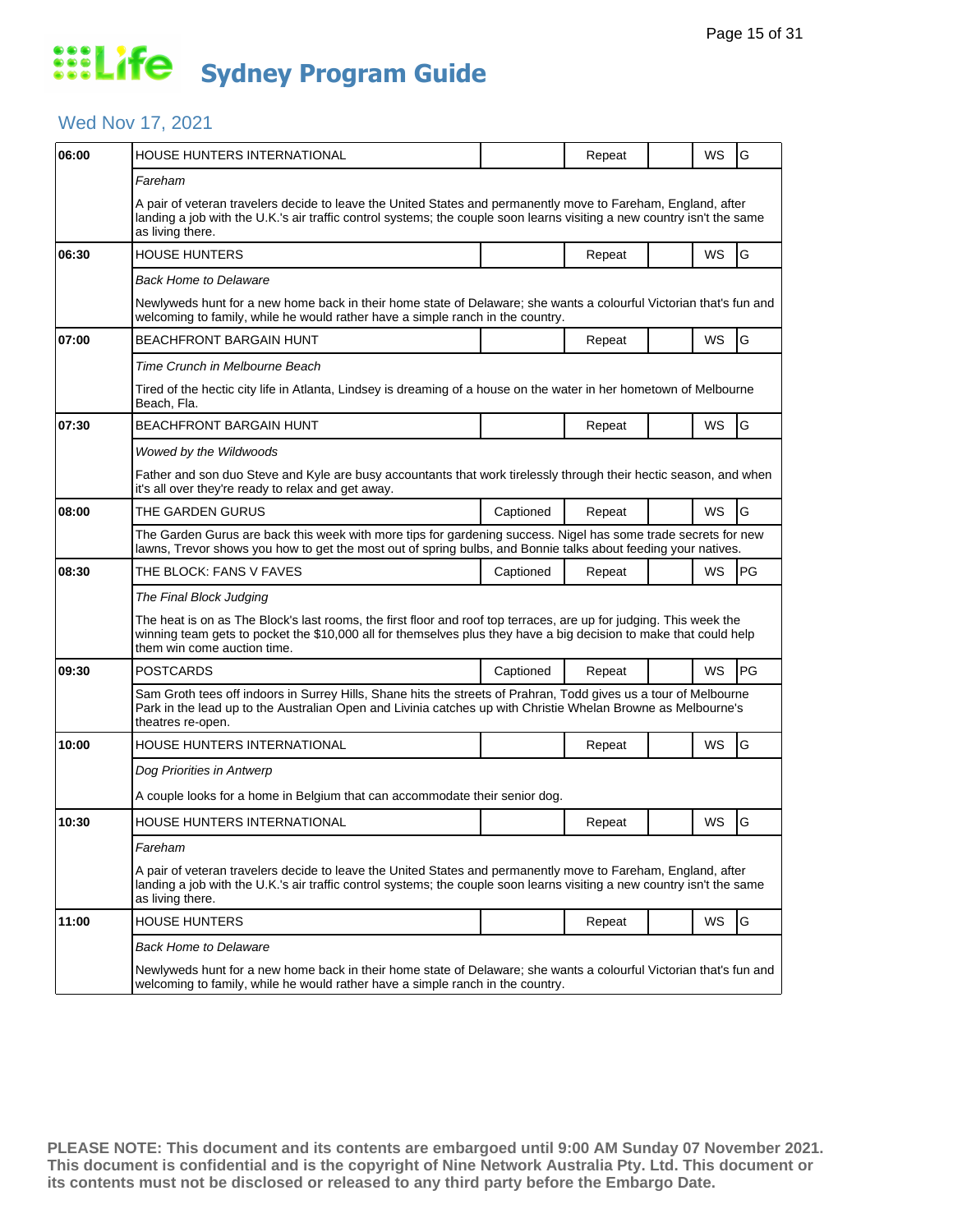# Life Sydney Program Guide

## Wed Nov 17, 2021

| Time | Program | Captioned | Repeat | | WS | Rating |
|---|---|---|---|---|---|---|
| 06:00 | HOUSE HUNTERS INTERNATIONAL | | Repeat | | WS | G |
| | *Fareham* | | | | | |
| | A pair of veteran travelers decide to leave the United States and permanently move to Fareham, England, after landing a job with the U.K.'s air traffic control systems; the couple soon learns visiting a new country isn't the same as living there. | | | | | |
| 06:30 | HOUSE HUNTERS | | Repeat | | WS | G |
| | *Back Home to Delaware* | | | | | |
| | Newlyweds hunt for a new home back in their home state of Delaware; she wants a colourful Victorian that's fun and welcoming to family, while he would rather have a simple ranch in the country. | | | | | |
| 07:00 | BEACHFRONT BARGAIN HUNT | | Repeat | | WS | G |
| | *Time Crunch in Melbourne Beach* | | | | | |
| | Tired of the hectic city life in Atlanta, Lindsey is dreaming of a house on the water in her hometown of Melbourne Beach, Fla. | | | | | |
| 07:30 | BEACHFRONT BARGAIN HUNT | | Repeat | | WS | G |
| | *Wowed by the Wildwoods* | | | | | |
| | Father and son duo Steve and Kyle are busy accountants that work tirelessly through their hectic season, and when it's all over they're ready to relax and get away. | | | | | |
| 08:00 | THE GARDEN GURUS | Captioned | Repeat | | WS | G |
| | The Garden Gurus are back this week with more tips for gardening success. Nigel has some trade secrets for new lawns, Trevor shows you how to get the most out of spring bulbs, and Bonnie talks about feeding your natives. | | | | | |
| 08:30 | THE BLOCK: FANS V FAVES | Captioned | Repeat | | WS | PG |
| | *The Final Block Judging* | | | | | |
| | The heat is on as The Block's last rooms, the first floor and roof top terraces, are up for judging. This week the winning team gets to pocket the $10,000 all for themselves plus they have a big decision to make that could help them win come auction time. | | | | | |
| 09:30 | POSTCARDS | Captioned | Repeat | | WS | PG |
| | Sam Groth tees off indoors in Surrey Hills, Shane hits the streets of Prahran, Todd gives us a tour of Melbourne Park in the lead up to the Australian Open and Livinia catches up with Christie Whelan Browne as Melbourne's theatres re-open. | | | | | |
| 10:00 | HOUSE HUNTERS INTERNATIONAL | | Repeat | | WS | G |
| | *Dog Priorities in Antwerp* | | | | | |
| | A couple looks for a home in Belgium that can accommodate their senior dog. | | | | | |
| 10:30 | HOUSE HUNTERS INTERNATIONAL | | Repeat | | WS | G |
| | *Fareham* | | | | | |
| | A pair of veteran travelers decide to leave the United States and permanently move to Fareham, England, after landing a job with the U.K.'s air traffic control systems; the couple soon learns visiting a new country isn't the same as living there. | | | | | |
| 11:00 | HOUSE HUNTERS | | Repeat | | WS | G |
| | *Back Home to Delaware* | | | | | |
| | Newlyweds hunt for a new home back in their home state of Delaware; she wants a colourful Victorian that's fun and welcoming to family, while he would rather have a simple ranch in the country. | | | | | |

**PLEASE NOTE: This document and its contents are embargoed until 9:00 AM Sunday 07 November 2021. This document is confidential and is the copyright of Nine Network Australia Pty. Ltd. This document or its contents must not be disclosed or released to any third party before the Embargo Date.**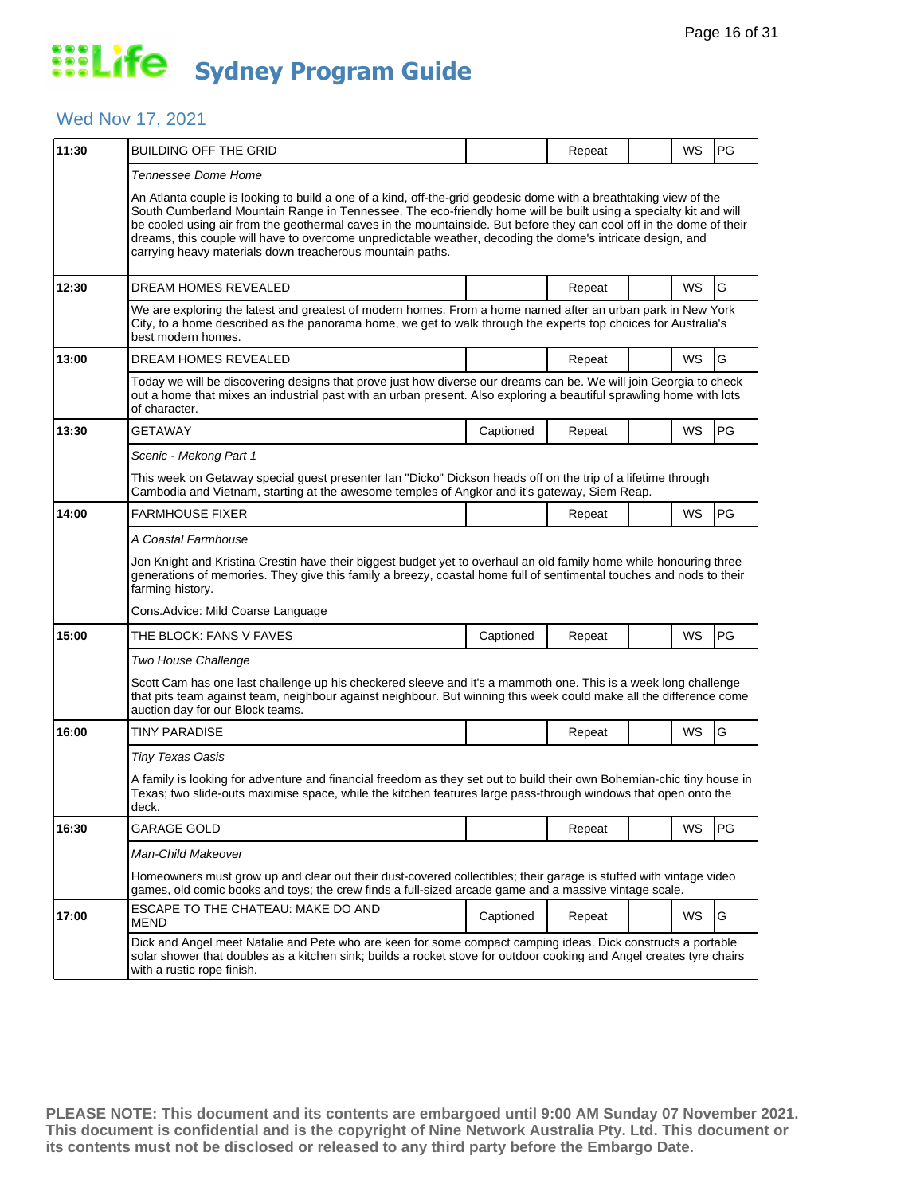# Life Sydney Program Guide

## Wed Nov 17, 2021

| Time | Program | Captioned | Repeat | | WS | Rating |
|---|---|---|---|---|---|---|
| 11:30 | BUILDING OFF THE GRID | | Repeat | | WS | PG |

*Tennessee Dome Home*

An Atlanta couple is looking to build a one of a kind, off-the-grid geodesic dome with a breathtaking view of the South Cumberland Mountain Range in Tennessee. The eco-friendly home will be built using a specialty kit and will be cooled using air from the geothermal caves in the mountainside. But before they can cool off in the dome of their dreams, this couple will have to overcome unpredictable weather, decoding the dome's intricate design, and carrying heavy materials down treacherous mountain paths.

| Time | Program | Captioned | Repeat | | WS | Rating |
|---|---|---|---|---|---|---|
| 12:30 | DREAM HOMES REVEALED | | Repeat | | WS | G |

We are exploring the latest and greatest of modern homes. From a home named after an urban park in New York City, to a home described as the panorama home, we get to walk through the experts top choices for Australia's best modern homes.

| Time | Program | Captioned | Repeat | | WS | Rating |
|---|---|---|---|---|---|---|
| 13:00 | DREAM HOMES REVEALED | | Repeat | | WS | G |

Today we will be discovering designs that prove just how diverse our dreams can be. We will join Georgia to check out a home that mixes an industrial past with an urban present. Also exploring a beautiful sprawling home with lots of character.

| Time | Program | Captioned | Repeat | | WS | Rating |
|---|---|---|---|---|---|---|
| 13:30 | GETAWAY | Captioned | Repeat | | WS | PG |

*Scenic - Mekong Part 1*

This week on Getaway special guest presenter Ian "Dicko" Dickson heads off on the trip of a lifetime through Cambodia and Vietnam, starting at the awesome temples of Angkor and it's gateway, Siem Reap.

| Time | Program | Captioned | Repeat | | WS | Rating |
|---|---|---|---|---|---|---|
| 14:00 | FARMHOUSE FIXER | | Repeat | | WS | PG |

*A Coastal Farmhouse*

Jon Knight and Kristina Crestin have their biggest budget yet to overhaul an old family home while honouring three generations of memories. They give this family a breezy, coastal home full of sentimental touches and nods to their farming history.

Cons.Advice: Mild Coarse Language

| Time | Program | Captioned | Repeat | | WS | Rating |
|---|---|---|---|---|---|---|
| 15:00 | THE BLOCK: FANS V FAVES | Captioned | Repeat | | WS | PG |

*Two House Challenge*

Scott Cam has one last challenge up his checkered sleeve and it's a mammoth one. This is a week long challenge that pits team against team, neighbour against neighbour. But winning this week could make all the difference come auction day for our Block teams.

| Time | Program | Captioned | Repeat | | WS | Rating |
|---|---|---|---|---|---|---|
| 16:00 | TINY PARADISE | | Repeat | | WS | G |

*Tiny Texas Oasis*

A family is looking for adventure and financial freedom as they set out to build their own Bohemian-chic tiny house in Texas; two slide-outs maximise space, while the kitchen features large pass-through windows that open onto the deck.

| Time | Program | Captioned | Repeat | | WS | Rating |
|---|---|---|---|---|---|---|
| 16:30 | GARAGE GOLD | | Repeat | | WS | PG |

*Man-Child Makeover*

Homeowners must grow up and clear out their dust-covered collectibles; their garage is stuffed with vintage video games, old comic books and toys; the crew finds a full-sized arcade game and a massive vintage scale.

| Time | Program | Captioned | Repeat | | WS | Rating |
|---|---|---|---|---|---|---|
| 17:00 | ESCAPE TO THE CHATEAU: MAKE DO AND MEND | Captioned | Repeat | | WS | G |

Dick and Angel meet Natalie and Pete who are keen for some compact camping ideas. Dick constructs a portable solar shower that doubles as a kitchen sink; builds a rocket stove for outdoor cooking and Angel creates tyre chairs with a rustic rope finish.

**PLEASE NOTE: This document and its contents are embargoed until 9:00 AM Sunday 07 November 2021. This document is confidential and is the copyright of Nine Network Australia Pty. Ltd. This document or its contents must not be disclosed or released to any third party before the Embargo Date.**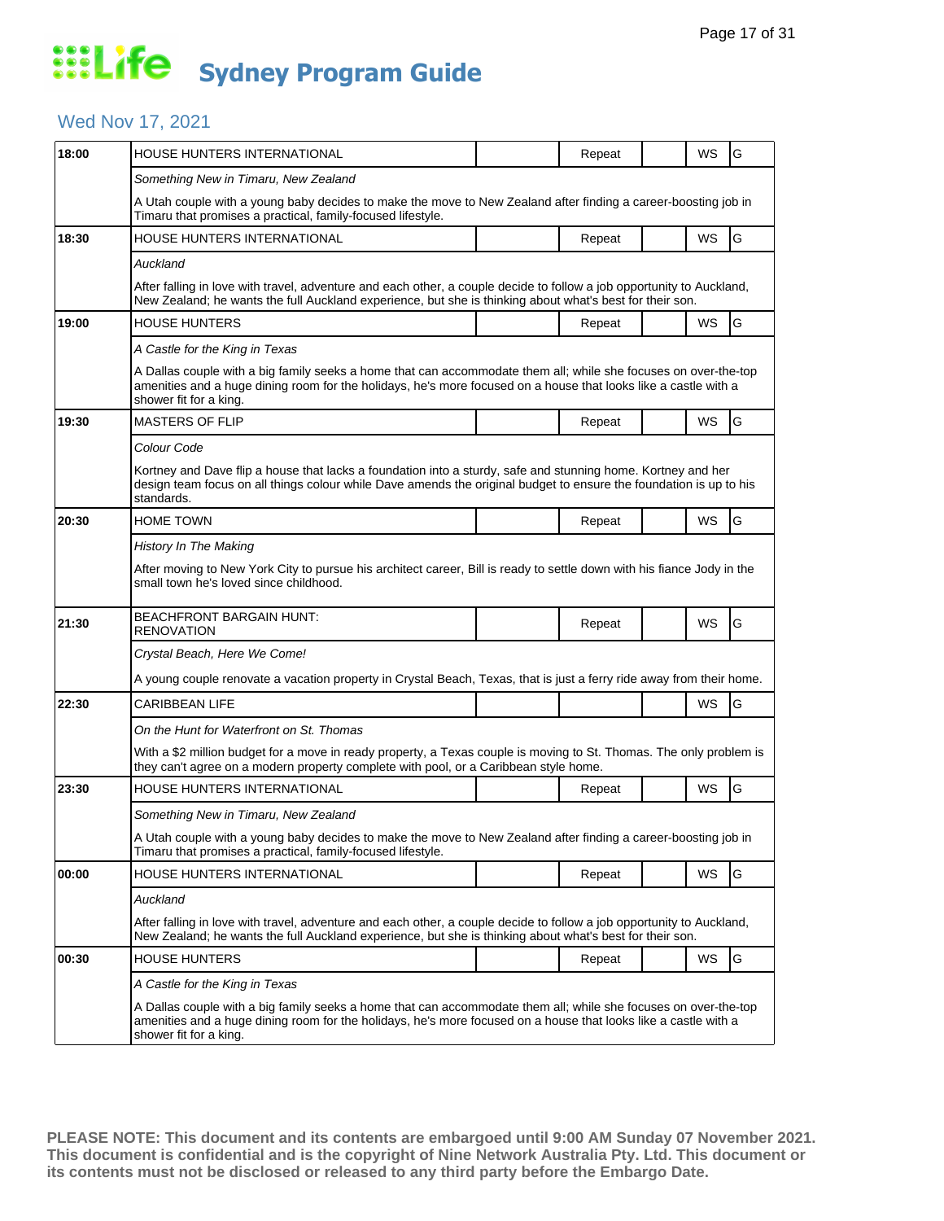# Life Sydney Program Guide

## Wed Nov 17, 2021

| Time | Program | | Repeat | | WS | Rating |
|---|---|---|---|---|---|---|
| 18:00 | HOUSE HUNTERS INTERNATIONAL | | Repeat | | WS | G |
| | *Something New in Timaru, New Zealand* | | | | | |
| | A Utah couple with a young baby decides to make the move to New Zealand after finding a career-boosting job in Timaru that promises a practical, family-focused lifestyle. | | | | | |
| 18:30 | HOUSE HUNTERS INTERNATIONAL | | Repeat | | WS | G |
| | *Auckland* | | | | | |
| | After falling in love with travel, adventure and each other, a couple decide to follow a job opportunity to Auckland, New Zealand; he wants the full Auckland experience, but she is thinking about what's best for their son. | | | | | |
| 19:00 | HOUSE HUNTERS | | Repeat | | WS | G |
| | *A Castle for the King in Texas* | | | | | |
| | A Dallas couple with a big family seeks a home that can accommodate them all; while she focuses on over-the-top amenities and a huge dining room for the holidays, he's more focused on a house that looks like a castle with a shower fit for a king. | | | | | |
| 19:30 | MASTERS OF FLIP | | Repeat | | WS | G |
| | *Colour Code* | | | | | |
| | Kortney and Dave flip a house that lacks a foundation into a sturdy, safe and stunning home. Kortney and her design team focus on all things colour while Dave amends the original budget to ensure the foundation is up to his standards. | | | | | |
| 20:30 | HOME TOWN | | Repeat | | WS | G |
| | *History In The Making* | | | | | |
| | After moving to New York City to pursue his architect career, Bill is ready to settle down with his fiance Jody in the small town he's loved since childhood. | | | | | |
| 21:30 | BEACHFRONT BARGAIN HUNT: RENOVATION | | Repeat | | WS | G |
| | *Crystal Beach, Here We Come!* | | | | | |
| | A young couple renovate a vacation property in Crystal Beach, Texas, that is just a ferry ride away from their home. | | | | | |
| 22:30 | CARIBBEAN LIFE | | | | WS | G |
| | *On the Hunt for Waterfront on St. Thomas* | | | | | |
| | With a $2 million budget for a move in ready property, a Texas couple is moving to St. Thomas. The only problem is they can't agree on a modern property complete with pool, or a Caribbean style home. | | | | | |
| 23:30 | HOUSE HUNTERS INTERNATIONAL | | Repeat | | WS | G |
| | *Something New in Timaru, New Zealand* | | | | | |
| | A Utah couple with a young baby decides to make the move to New Zealand after finding a career-boosting job in Timaru that promises a practical, family-focused lifestyle. | | | | | |
| 00:00 | HOUSE HUNTERS INTERNATIONAL | | Repeat | | WS | G |
| | *Auckland* | | | | | |
| | After falling in love with travel, adventure and each other, a couple decide to follow a job opportunity to Auckland, New Zealand; he wants the full Auckland experience, but she is thinking about what's best for their son. | | | | | |
| 00:30 | HOUSE HUNTERS | | Repeat | | WS | G |
| | *A Castle for the King in Texas* | | | | | |
| | A Dallas couple with a big family seeks a home that can accommodate them all; while she focuses on over-the-top amenities and a huge dining room for the holidays, he's more focused on a house that looks like a castle with a shower fit for a king. | | | | | |

**PLEASE NOTE: This document and its contents are embargoed until 9:00 AM Sunday 07 November 2021. This document is confidential and is the copyright of Nine Network Australia Pty. Ltd. This document or its contents must not be disclosed or released to any third party before the Embargo Date.**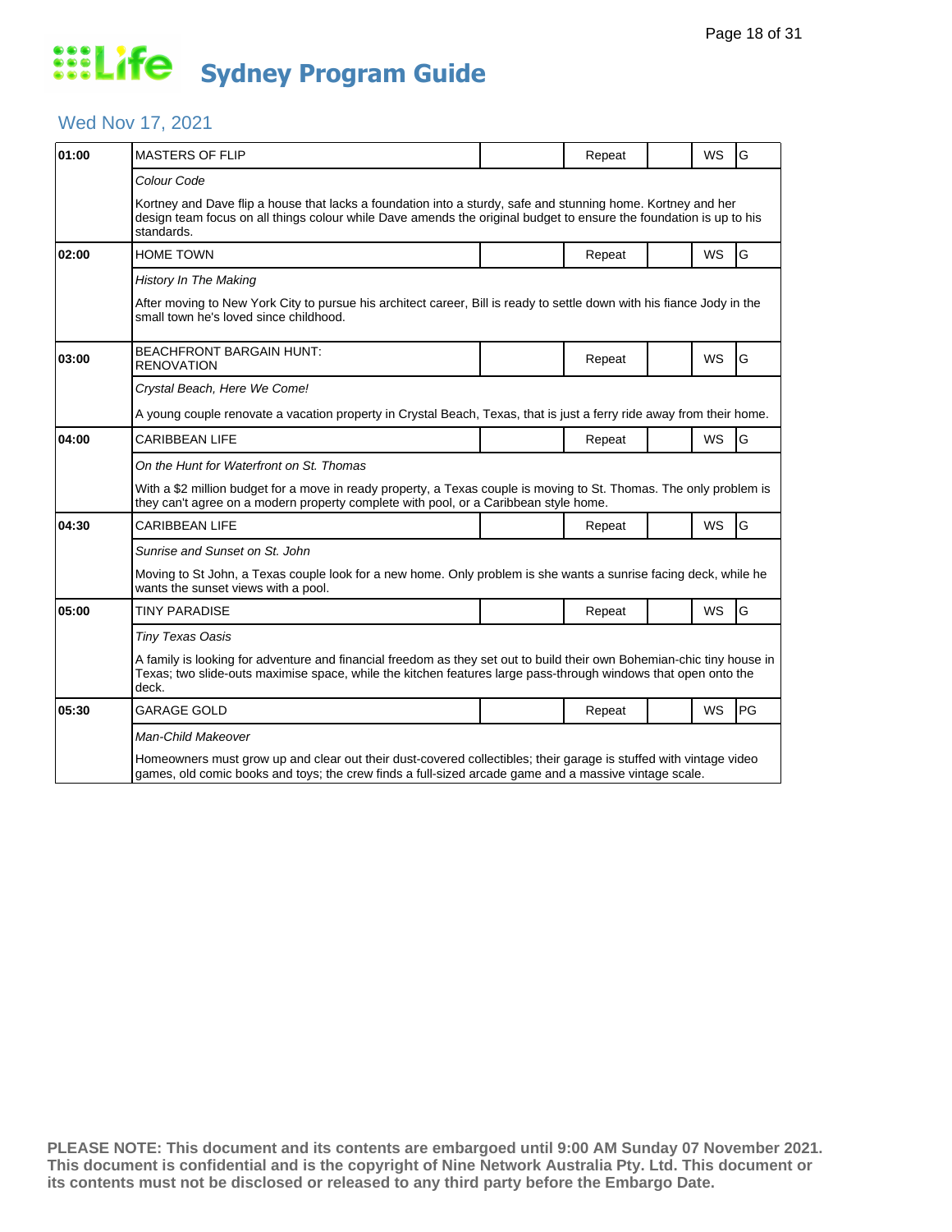# Life Sydney Program Guide

## Wed Nov 17, 2021

| Time | Program | | Status | | Format | Rating |
|---|---|---|---|---|---|---|
| 01:00 | MASTERS OF FLIP | | Repeat | | WS | G |
| | *Colour Code* | | | | | |
| | Kortney and Dave flip a house that lacks a foundation into a sturdy, safe and stunning home. Kortney and her design team focus on all things colour while Dave amends the original budget to ensure the foundation is up to his standards. | | | | | |
| 02:00 | HOME TOWN | | Repeat | | WS | G |
| | *History In The Making* | | | | | |
| | After moving to New York City to pursue his architect career, Bill is ready to settle down with his fiance Jody in the small town he's loved since childhood. | | | | | |
| 03:00 | BEACHFRONT BARGAIN HUNT: RENOVATION | | Repeat | | WS | G |
| | *Crystal Beach, Here We Come!* | | | | | |
| | A young couple renovate a vacation property in Crystal Beach, Texas, that is just a ferry ride away from their home. | | | | | |
| 04:00 | CARIBBEAN LIFE | | Repeat | | WS | G |
| | *On the Hunt for Waterfront on St. Thomas* | | | | | |
| | With a $2 million budget for a move in ready property, a Texas couple is moving to St. Thomas. The only problem is they can't agree on a modern property complete with pool, or a Caribbean style home. | | | | | |
| 04:30 | CARIBBEAN LIFE | | Repeat | | WS | G |
| | *Sunrise and Sunset on St. John* | | | | | |
| | Moving to St John, a Texas couple look for a new home. Only problem is she wants a sunrise facing deck, while he wants the sunset views with a pool. | | | | | |
| 05:00 | TINY PARADISE | | Repeat | | WS | G |
| | *Tiny Texas Oasis* | | | | | |
| | A family is looking for adventure and financial freedom as they set out to build their own Bohemian-chic tiny house in Texas; two slide-outs maximise space, while the kitchen features large pass-through windows that open onto the deck. | | | | | |
| 05:30 | GARAGE GOLD | | Repeat | | WS | PG |
| | *Man-Child Makeover* | | | | | |
| | Homeowners must grow up and clear out their dust-covered collectibles; their garage is stuffed with vintage video games, old comic books and toys; the crew finds a full-sized arcade game and a massive vintage scale. | | | | | |

**PLEASE NOTE: This document and its contents are embargoed until 9:00 AM Sunday 07 November 2021. This document is confidential and is the copyright of Nine Network Australia Pty. Ltd. This document or its contents must not be disclosed or released to any third party before the Embargo Date.**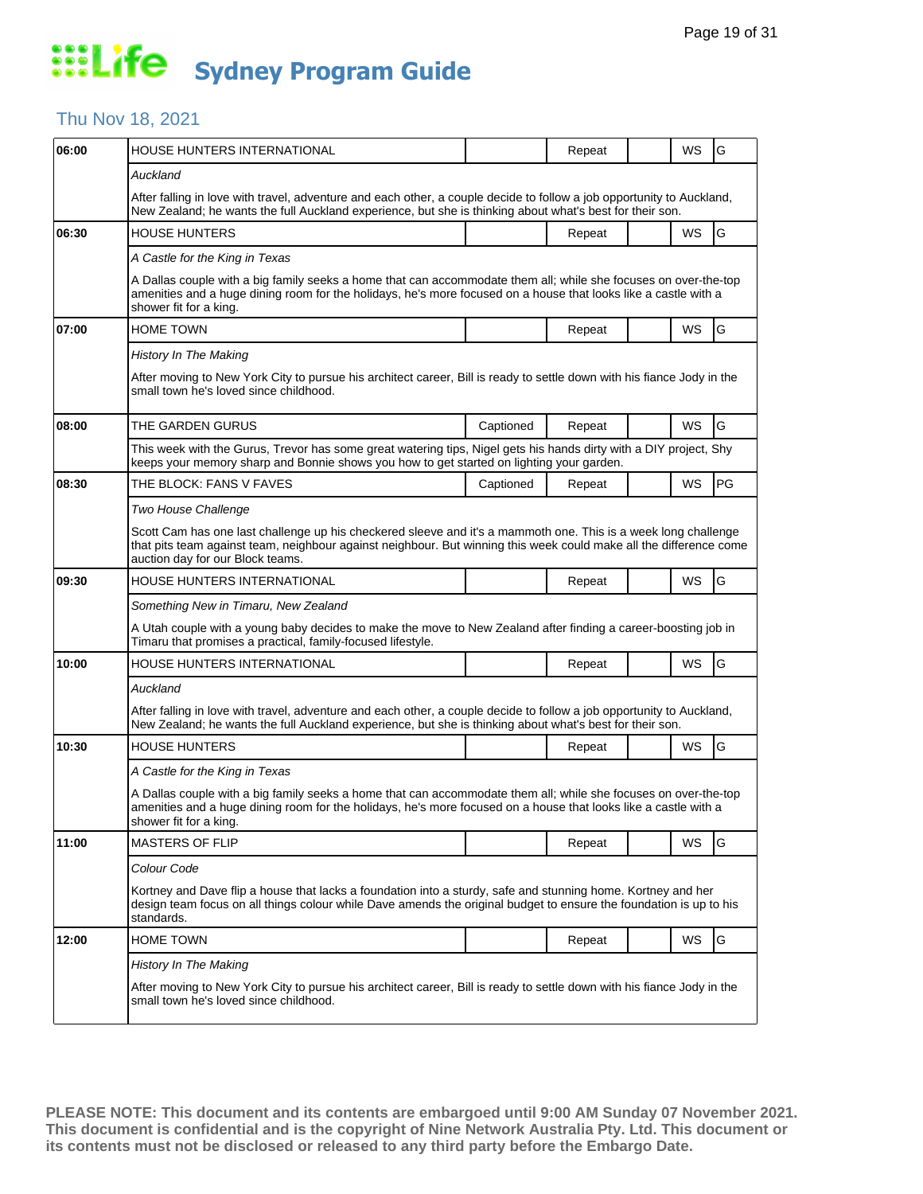# Life Sydney Program Guide

## Thu Nov 18, 2021

| Time | Program | Captioned | Repeat | | WS | Rating |
|---|---|---|---|---|---|---|
| 06:00 | HOUSE HUNTERS INTERNATIONAL | | Repeat | | WS | G |
| | *Auckland* | | | | | |
| | After falling in love with travel, adventure and each other, a couple decide to follow a job opportunity to Auckland, New Zealand; he wants the full Auckland experience, but she is thinking about what's best for their son. | | | | | |
| 06:30 | HOUSE HUNTERS | | Repeat | | WS | G |
| | *A Castle for the King in Texas* | | | | | |
| | A Dallas couple with a big family seeks a home that can accommodate them all; while she focuses on over-the-top amenities and a huge dining room for the holidays, he's more focused on a house that looks like a castle with a shower fit for a king. | | | | | |
| 07:00 | HOME TOWN | | Repeat | | WS | G |
| | *History In The Making* | | | | | |
| | After moving to New York City to pursue his architect career, Bill is ready to settle down with his fiance Jody in the small town he's loved since childhood. | | | | | |
| 08:00 | THE GARDEN GURUS | Captioned | Repeat | | WS | G |
| | This week with the Gurus, Trevor has some great watering tips, Nigel gets his hands dirty with a DIY project, Shy keeps your memory sharp and Bonnie shows you how to get started on lighting your garden. | | | | | |
| 08:30 | THE BLOCK: FANS V FAVES | Captioned | Repeat | | WS | PG |
| | *Two House Challenge* | | | | | |
| | Scott Cam has one last challenge up his checkered sleeve and it's a mammoth one. This is a week long challenge that pits team against team, neighbour against neighbour. But winning this week could make all the difference come auction day for our Block teams. | | | | | |
| 09:30 | HOUSE HUNTERS INTERNATIONAL | | Repeat | | WS | G |
| | *Something New in Timaru, New Zealand* | | | | | |
| | A Utah couple with a young baby decides to make the move to New Zealand after finding a career-boosting job in Timaru that promises a practical, family-focused lifestyle. | | | | | |
| 10:00 | HOUSE HUNTERS INTERNATIONAL | | Repeat | | WS | G |
| | *Auckland* | | | | | |
| | After falling in love with travel, adventure and each other, a couple decide to follow a job opportunity to Auckland, New Zealand; he wants the full Auckland experience, but she is thinking about what's best for their son. | | | | | |
| 10:30 | HOUSE HUNTERS | | Repeat | | WS | G |
| | *A Castle for the King in Texas* | | | | | |
| | A Dallas couple with a big family seeks a home that can accommodate them all; while she focuses on over-the-top amenities and a huge dining room for the holidays, he's more focused on a house that looks like a castle with a shower fit for a king. | | | | | |
| 11:00 | MASTERS OF FLIP | | Repeat | | WS | G |
| | *Colour Code* | | | | | |
| | Kortney and Dave flip a house that lacks a foundation into a sturdy, safe and stunning home. Kortney and her design team focus on all things colour while Dave amends the original budget to ensure the foundation is up to his standards. | | | | | |
| 12:00 | HOME TOWN | | Repeat | | WS | G |
| | *History In The Making* | | | | | |
| | After moving to New York City to pursue his architect career, Bill is ready to settle down with his fiance Jody in the small town he's loved since childhood. | | | | | |

**PLEASE NOTE: This document and its contents are embargoed until 9:00 AM Sunday 07 November 2021. This document is confidential and is the copyright of Nine Network Australia Pty. Ltd. This document or its contents must not be disclosed or released to any third party before the Embargo Date.**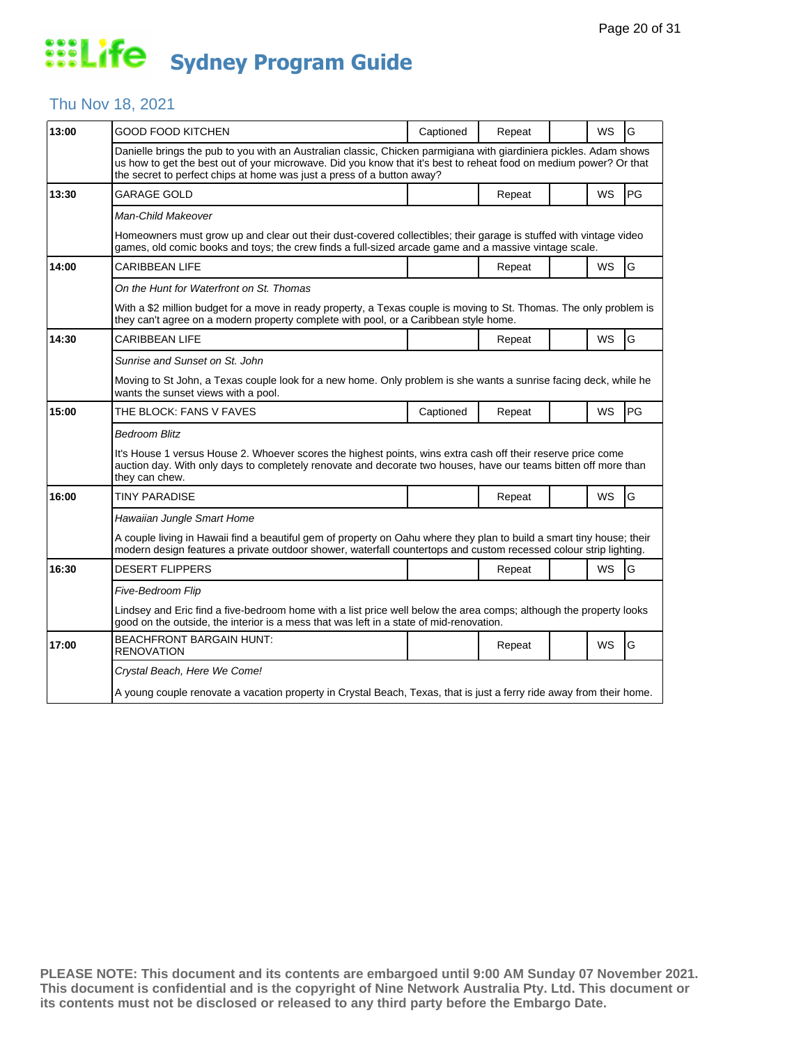# Life Sydney Program Guide

## Thu Nov 18, 2021

| Time | Program | Captioned | Repeat | | WS | Rating |
|---|---|---|---|---|---|---|
| 13:00 | GOOD FOOD KITCHEN | Captioned | Repeat | | WS | G |
| | Danielle brings the pub to you with an Australian classic, Chicken parmigiana with giardiniera pickles. Adam shows us how to get the best out of your microwave. Did you know that it's best to reheat food on medium power? Or that the secret to perfect chips at home was just a press of a button away? | | | | | |
| 13:30 | GARAGE GOLD | | Repeat | | WS | PG |
| | *Man-Child Makeover* | | | | | |
| | Homeowners must grow up and clear out their dust-covered collectibles; their garage is stuffed with vintage video games, old comic books and toys; the crew finds a full-sized arcade game and a massive vintage scale. | | | | | |
| 14:00 | CARIBBEAN LIFE | | Repeat | | WS | G |
| | *On the Hunt for Waterfront on St. Thomas* | | | | | |
| | With a $2 million budget for a move in ready property, a Texas couple is moving to St. Thomas. The only problem is they can't agree on a modern property complete with pool, or a Caribbean style home. | | | | | |
| 14:30 | CARIBBEAN LIFE | | Repeat | | WS | G |
| | *Sunrise and Sunset on St. John* | | | | | |
| | Moving to St John, a Texas couple look for a new home. Only problem is she wants a sunrise facing deck, while he wants the sunset views with a pool. | | | | | |
| 15:00 | THE BLOCK: FANS V FAVES | Captioned | Repeat | | WS | PG |
| | *Bedroom Blitz* | | | | | |
| | It's House 1 versus House 2. Whoever scores the highest points, wins extra cash off their reserve price come auction day. With only days to completely renovate and decorate two houses, have our teams bitten off more than they can chew. | | | | | |
| 16:00 | TINY PARADISE | | Repeat | | WS | G |
| | *Hawaiian Jungle Smart Home* | | | | | |
| | A couple living in Hawaii find a beautiful gem of property on Oahu where they plan to build a smart tiny house; their modern design features a private outdoor shower, waterfall countertops and custom recessed colour strip lighting. | | | | | |
| 16:30 | DESERT FLIPPERS | | Repeat | | WS | G |
| | *Five-Bedroom Flip* | | | | | |
| | Lindsey and Eric find a five-bedroom home with a list price well below the area comps; although the property looks good on the outside, the interior is a mess that was left in a state of mid-renovation. | | | | | |
| 17:00 | BEACHFRONT BARGAIN HUNT: RENOVATION | | Repeat | | WS | G |
| | *Crystal Beach, Here We Come!* | | | | | |
| | A young couple renovate a vacation property in Crystal Beach, Texas, that is just a ferry ride away from their home. | | | | | |

**PLEASE NOTE: This document and its contents are embargoed until 9:00 AM Sunday 07 November 2021. This document is confidential and is the copyright of Nine Network Australia Pty. Ltd. This document or its contents must not be disclosed or released to any third party before the Embargo Date.**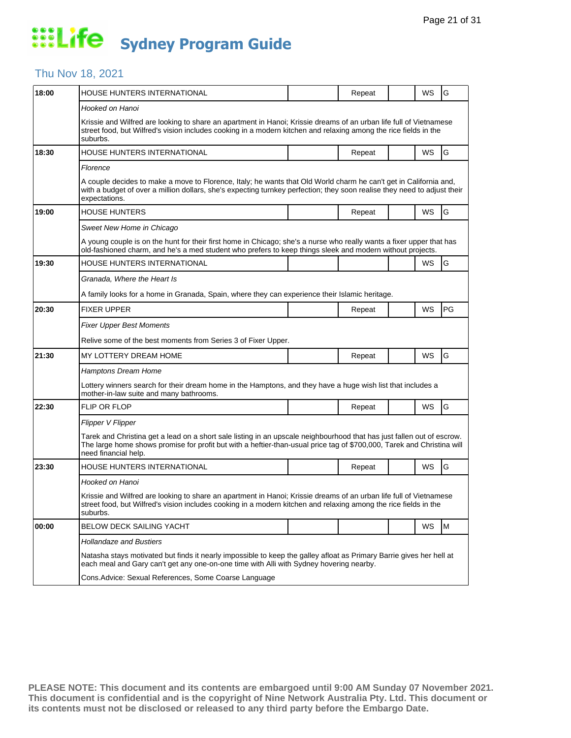# Life Sydney Program Guide

## Thu Nov 18, 2021

| Time | Program | | Repeat | | WS | Rating |
|---|---|---|---|---|---|---|
| 18:00 | HOUSE HUNTERS INTERNATIONAL | | Repeat | | WS | G |
| | *Hooked on Hanoi* | | | | | |
| | Krissie and Wilfred are looking to share an apartment in Hanoi; Krissie dreams of an urban life full of Vietnamese street food, but Wilfred's vision includes cooking in a modern kitchen and relaxing among the rice fields in the suburbs. | | | | | |
| 18:30 | HOUSE HUNTERS INTERNATIONAL | | Repeat | | WS | G |
| | *Florence* | | | | | |
| | A couple decides to make a move to Florence, Italy; he wants that Old World charm he can't get in California and, with a budget of over a million dollars, she's expecting turnkey perfection; they soon realise they need to adjust their expectations. | | | | | |
| 19:00 | HOUSE HUNTERS | | Repeat | | WS | G |
| | *Sweet New Home in Chicago* | | | | | |
| | A young couple is on the hunt for their first home in Chicago; she's a nurse who really wants a fixer upper that has old-fashioned charm, and he's a med student who prefers to keep things sleek and modern without projects. | | | | | |
| 19:30 | HOUSE HUNTERS INTERNATIONAL | | | | WS | G |
| | *Granada, Where the Heart Is* | | | | | |
| | A family looks for a home in Granada, Spain, where they can experience their Islamic heritage. | | | | | |
| 20:30 | FIXER UPPER | | Repeat | | WS | PG |
| | *Fixer Upper Best Moments* | | | | | |
| | Relive some of the best moments from Series 3 of Fixer Upper. | | | | | |
| 21:30 | MY LOTTERY DREAM HOME | | Repeat | | WS | G |
| | *Hamptons Dream Home* | | | | | |
| | Lottery winners search for their dream home in the Hamptons, and they have a huge wish list that includes a mother-in-law suite and many bathrooms. | | | | | |
| 22:30 | FLIP OR FLOP | | Repeat | | WS | G |
| | *Flipper V Flipper* | | | | | |
| | Tarek and Christina get a lead on a short sale listing in an upscale neighbourhood that has just fallen out of escrow. The large home shows promise for profit but with a heftier-than-usual price tag of $700,000, Tarek and Christina will need financial help. | | | | | |
| 23:30 | HOUSE HUNTERS INTERNATIONAL | | Repeat | | WS | G |
| | *Hooked on Hanoi* | | | | | |
| | Krissie and Wilfred are looking to share an apartment in Hanoi; Krissie dreams of an urban life full of Vietnamese street food, but Wilfred's vision includes cooking in a modern kitchen and relaxing among the rice fields in the suburbs. | | | | | |
| 00:00 | BELOW DECK SAILING YACHT | | | | WS | M |
| | *Hollandaze and Bustiers* | | | | | |
| | Natasha stays motivated but finds it nearly impossible to keep the galley afloat as Primary Barrie gives her hell at each meal and Gary can't get any one-on-one time with Alli with Sydney hovering nearby. | | | | | |
| | Cons.Advice: Sexual References, Some Coarse Language | | | | | |

**PLEASE NOTE: This document and its contents are embargoed until 9:00 AM Sunday 07 November 2021. This document is confidential and is the copyright of Nine Network Australia Pty. Ltd. This document or its contents must not be disclosed or released to any third party before the Embargo Date.**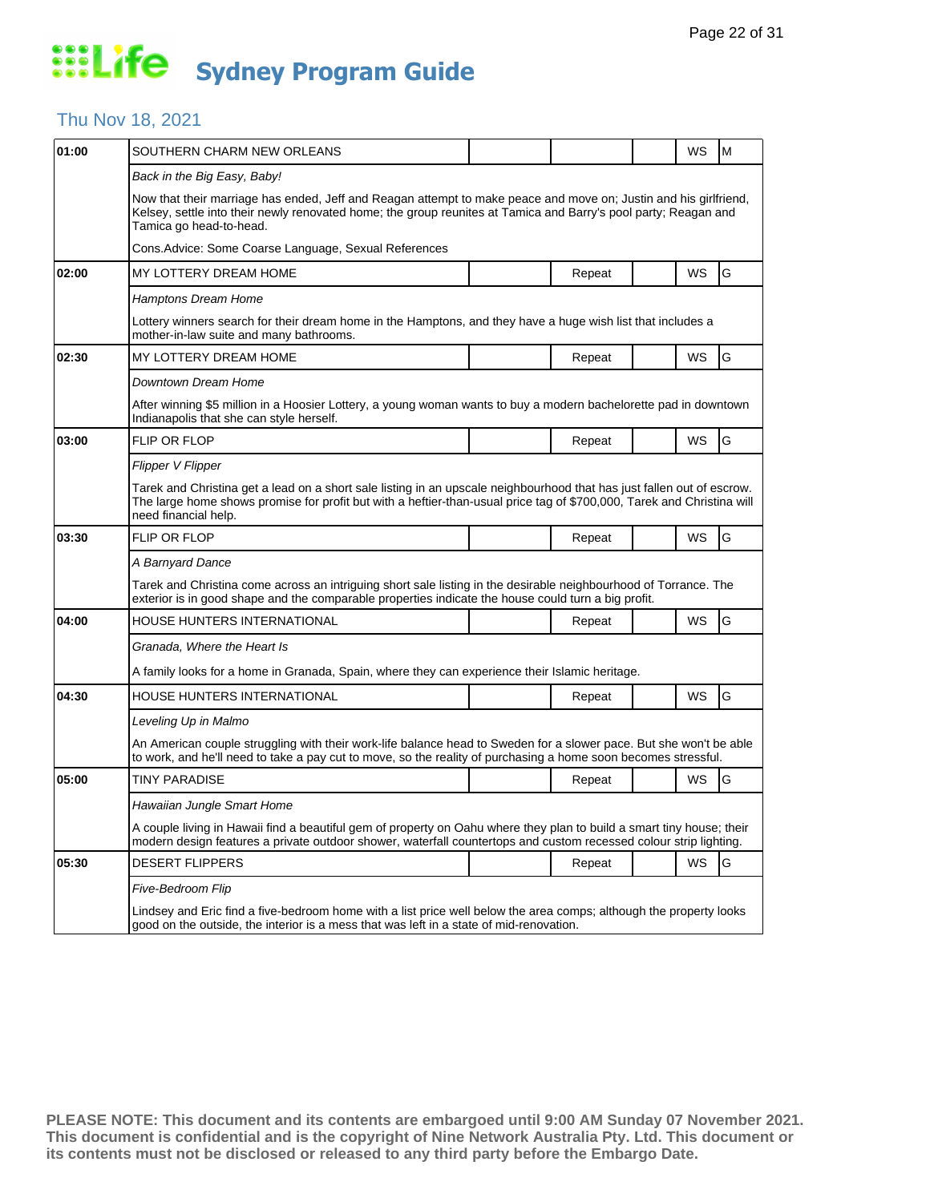# Life Sydney Program Guide

## Thu Nov 18, 2021

| Time | Program | | | | | |
|---|---|---|---|---|---|---|
| 01:00 | SOUTHERN CHARM NEW ORLEANS | | | | WS | M |
| | *Back in the Big Easy, Baby!* | | | | | |
| | Now that their marriage has ended, Jeff and Reagan attempt to make peace and move on; Justin and his girlfriend, Kelsey, settle into their newly renovated home; the group reunites at Tamica and Barry's pool party; Reagan and Tamica go head-to-head. | | | | | |
| | Cons.Advice: Some Coarse Language, Sexual References | | | | | |
| 02:00 | MY LOTTERY DREAM HOME | | Repeat | | WS | G |
| | *Hamptons Dream Home* | | | | | |
| | Lottery winners search for their dream home in the Hamptons, and they have a huge wish list that includes a mother-in-law suite and many bathrooms. | | | | | |
| 02:30 | MY LOTTERY DREAM HOME | | Repeat | | WS | G |
| | *Downtown Dream Home* | | | | | |
| | After winning $5 million in a Hoosier Lottery, a young woman wants to buy a modern bachelorette pad in downtown Indianapolis that she can style herself. | | | | | |
| 03:00 | FLIP OR FLOP | | Repeat | | WS | G |
| | *Flipper V Flipper* | | | | | |
| | Tarek and Christina get a lead on a short sale listing in an upscale neighbourhood that has just fallen out of escrow. The large home shows promise for profit but with a heftier-than-usual price tag of $700,000, Tarek and Christina will need financial help. | | | | | |
| 03:30 | FLIP OR FLOP | | Repeat | | WS | G |
| | *A Barnyard Dance* | | | | | |
| | Tarek and Christina come across an intriguing short sale listing in the desirable neighbourhood of Torrance. The exterior is in good shape and the comparable properties indicate the house could turn a big profit. | | | | | |
| 04:00 | HOUSE HUNTERS INTERNATIONAL | | Repeat | | WS | G |
| | *Granada, Where the Heart Is* | | | | | |
| | A family looks for a home in Granada, Spain, where they can experience their Islamic heritage. | | | | | |
| 04:30 | HOUSE HUNTERS INTERNATIONAL | | Repeat | | WS | G |
| | *Leveling Up in Malmo* | | | | | |
| | An American couple struggling with their work-life balance head to Sweden for a slower pace. But she won't be able to work, and he'll need to take a pay cut to move, so the reality of purchasing a home soon becomes stressful. | | | | | |
| 05:00 | TINY PARADISE | | Repeat | | WS | G |
| | *Hawaiian Jungle Smart Home* | | | | | |
| | A couple living in Hawaii find a beautiful gem of property on Oahu where they plan to build a smart tiny house; their modern design features a private outdoor shower, waterfall countertops and custom recessed colour strip lighting. | | | | | |
| 05:30 | DESERT FLIPPERS | | Repeat | | WS | G |
| | *Five-Bedroom Flip* | | | | | |
| | Lindsey and Eric find a five-bedroom home with a list price well below the area comps; although the property looks good on the outside, the interior is a mess that was left in a state of mid-renovation. | | | | | |

**PLEASE NOTE: This document and its contents are embargoed until 9:00 AM Sunday 07 November 2021. This document is confidential and is the copyright of Nine Network Australia Pty. Ltd. This document or its contents must not be disclosed or released to any third party before the Embargo Date.**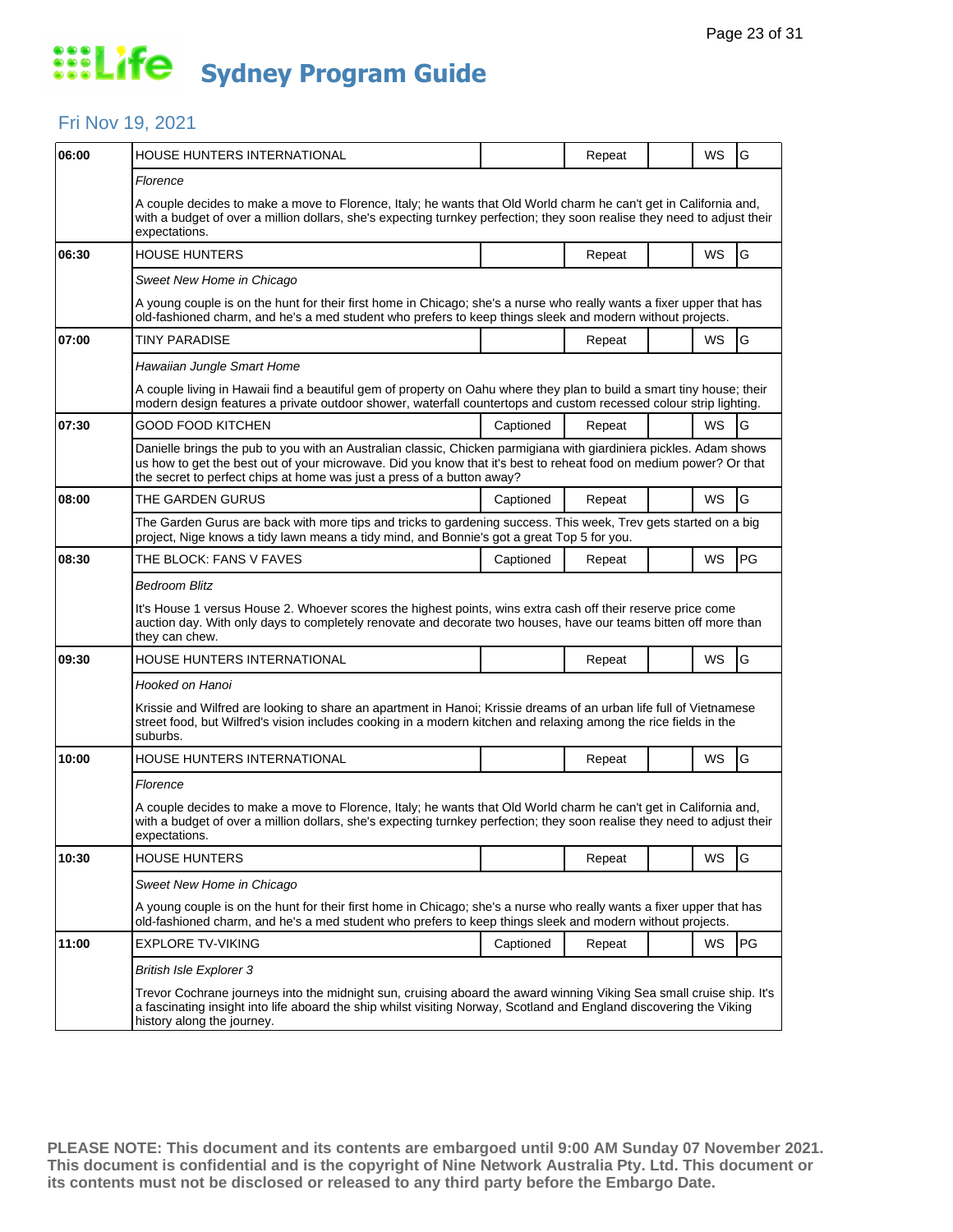# Life Sydney Program Guide

## Fri Nov 19, 2021

| Time | Program | Captioned | Repeat | | WS | Rating |
|---|---|---|---|---|---|---|
| 06:00 | HOUSE HUNTERS INTERNATIONAL | | Repeat | | WS | G |
| | *Florence* | | | | | |
| | A couple decides to make a move to Florence, Italy; he wants that Old World charm he can't get in California and, with a budget of over a million dollars, she's expecting turnkey perfection; they soon realise they need to adjust their expectations. | | | | | |
| 06:30 | HOUSE HUNTERS | | Repeat | | WS | G |
| | *Sweet New Home in Chicago* | | | | | |
| | A young couple is on the hunt for their first home in Chicago; she's a nurse who really wants a fixer upper that has old-fashioned charm, and he's a med student who prefers to keep things sleek and modern without projects. | | | | | |
| 07:00 | TINY PARADISE | | Repeat | | WS | G |
| | *Hawaiian Jungle Smart Home* | | | | | |
| | A couple living in Hawaii find a beautiful gem of property on Oahu where they plan to build a smart tiny house; their modern design features a private outdoor shower, waterfall countertops and custom recessed colour strip lighting. | | | | | |
| 07:30 | GOOD FOOD KITCHEN | Captioned | Repeat | | WS | G |
| | Danielle brings the pub to you with an Australian classic, Chicken parmigiana with giardiniera pickles. Adam shows us how to get the best out of your microwave. Did you know that it's best to reheat food on medium power? Or that the secret to perfect chips at home was just a press of a button away? | | | | | |
| 08:00 | THE GARDEN GURUS | Captioned | Repeat | | WS | G |
| | The Garden Gurus are back with more tips and tricks to gardening success. This week, Trev gets started on a big project, Nige knows a tidy lawn means a tidy mind, and Bonnie's got a great Top 5 for you. | | | | | |
| 08:30 | THE BLOCK: FANS V FAVES | Captioned | Repeat | | WS | PG |
| | *Bedroom Blitz* | | | | | |
| | It's House 1 versus House 2. Whoever scores the highest points, wins extra cash off their reserve price come auction day. With only days to completely renovate and decorate two houses, have our teams bitten off more than they can chew. | | | | | |
| 09:30 | HOUSE HUNTERS INTERNATIONAL | | Repeat | | WS | G |
| | *Hooked on Hanoi* | | | | | |
| | Krissie and Wilfred are looking to share an apartment in Hanoi; Krissie dreams of an urban life full of Vietnamese street food, but Wilfred's vision includes cooking in a modern kitchen and relaxing among the rice fields in the suburbs. | | | | | |
| 10:00 | HOUSE HUNTERS INTERNATIONAL | | Repeat | | WS | G |
| | *Florence* | | | | | |
| | A couple decides to make a move to Florence, Italy; he wants that Old World charm he can't get in California and, with a budget of over a million dollars, she's expecting turnkey perfection; they soon realise they need to adjust their expectations. | | | | | |
| 10:30 | HOUSE HUNTERS | | Repeat | | WS | G |
| | *Sweet New Home in Chicago* | | | | | |
| | A young couple is on the hunt for their first home in Chicago; she's a nurse who really wants a fixer upper that has old-fashioned charm, and he's a med student who prefers to keep things sleek and modern without projects. | | | | | |
| 11:00 | EXPLORE TV-VIKING | Captioned | Repeat | | WS | PG |
| | *British Isle Explorer 3* | | | | | |
| | Trevor Cochrane journeys into the midnight sun, cruising aboard the award winning Viking Sea small cruise ship. It's a fascinating insight into life aboard the ship whilst visiting Norway, Scotland and England discovering the Viking history along the journey. | | | | | |

**PLEASE NOTE: This document and its contents are embargoed until 9:00 AM Sunday 07 November 2021. This document is confidential and is the copyright of Nine Network Australia Pty. Ltd. This document or its contents must not be disclosed or released to any third party before the Embargo Date.**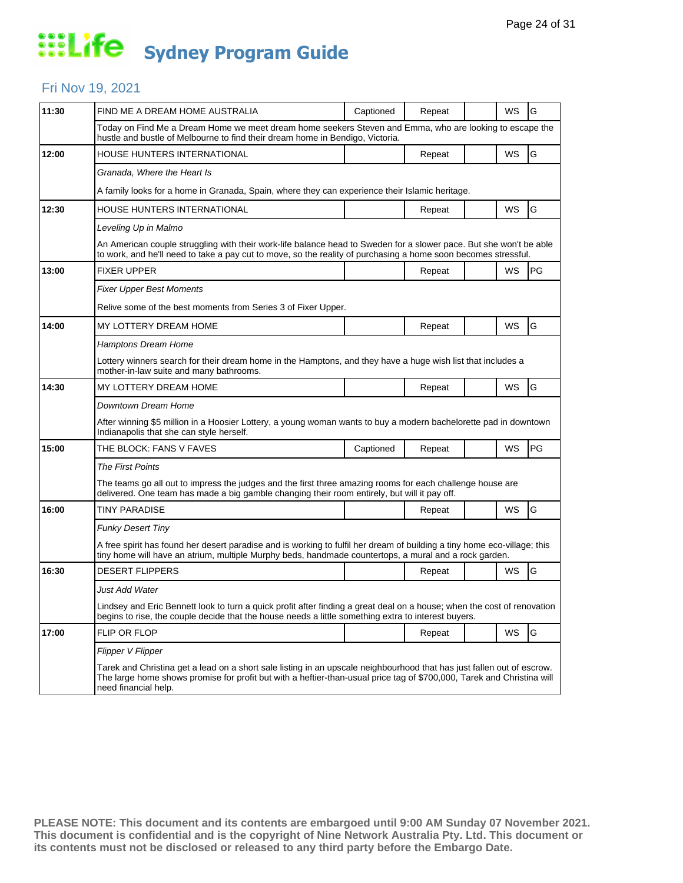# Life Sydney Program Guide

## Fri Nov 19, 2021

| Time | Program | Captioned | Repeat | | WS | Rating |
|---|---|---|---|---|---|---|
| 11:30 | FIND ME A DREAM HOME AUSTRALIA | Captioned | Repeat | | WS | G |
| | Today on Find Me a Dream Home we meet dream home seekers Steven and Emma, who are looking to escape the hustle and bustle of Melbourne to find their dream home in Bendigo, Victoria. | | | | | |
| 12:00 | HOUSE HUNTERS INTERNATIONAL | | Repeat | | WS | G |
| | *Granada, Where the Heart Is* | | | | | |
| | A family looks for a home in Granada, Spain, where they can experience their Islamic heritage. | | | | | |
| 12:30 | HOUSE HUNTERS INTERNATIONAL | | Repeat | | WS | G |
| | *Leveling Up in Malmo* | | | | | |
| | An American couple struggling with their work-life balance head to Sweden for a slower pace. But she won't be able to work, and he'll need to take a pay cut to move, so the reality of purchasing a home soon becomes stressful. | | | | | |
| 13:00 | FIXER UPPER | | Repeat | | WS | PG |
| | *Fixer Upper Best Moments* | | | | | |
| | Relive some of the best moments from Series 3 of Fixer Upper. | | | | | |
| 14:00 | MY LOTTERY DREAM HOME | | Repeat | | WS | G |
| | *Hamptons Dream Home* | | | | | |
| | Lottery winners search for their dream home in the Hamptons, and they have a huge wish list that includes a mother-in-law suite and many bathrooms. | | | | | |
| 14:30 | MY LOTTERY DREAM HOME | | Repeat | | WS | G |
| | *Downtown Dream Home* | | | | | |
| | After winning $5 million in a Hoosier Lottery, a young woman wants to buy a modern bachelorette pad in downtown Indianapolis that she can style herself. | | | | | |
| 15:00 | THE BLOCK: FANS V FAVES | Captioned | Repeat | | WS | PG |
| | *The First Points* | | | | | |
| | The teams go all out to impress the judges and the first three amazing rooms for each challenge house are delivered. One team has made a big gamble changing their room entirely, but will it pay off. | | | | | |
| 16:00 | TINY PARADISE | | Repeat | | WS | G |
| | *Funky Desert Tiny* | | | | | |
| | A free spirit has found her desert paradise and is working to fulfil her dream of building a tiny home eco-village; this tiny home will have an atrium, multiple Murphy beds, handmade countertops, a mural and a rock garden. | | | | | |
| 16:30 | DESERT FLIPPERS | | Repeat | | WS | G |
| | *Just Add Water* | | | | | |
| | Lindsey and Eric Bennett look to turn a quick profit after finding a great deal on a house; when the cost of renovation begins to rise, the couple decide that the house needs a little something extra to interest buyers. | | | | | |
| 17:00 | FLIP OR FLOP | | Repeat | | WS | G |
| | *Flipper V Flipper* | | | | | |
| | Tarek and Christina get a lead on a short sale listing in an upscale neighbourhood that has just fallen out of escrow. The large home shows promise for profit but with a heftier-than-usual price tag of $700,000, Tarek and Christina will need financial help. | | | | | |

**PLEASE NOTE: This document and its contents are embargoed until 9:00 AM Sunday 07 November 2021. This document is confidential and is the copyright of Nine Network Australia Pty. Ltd. This document or its contents must not be disclosed or released to any third party before the Embargo Date.**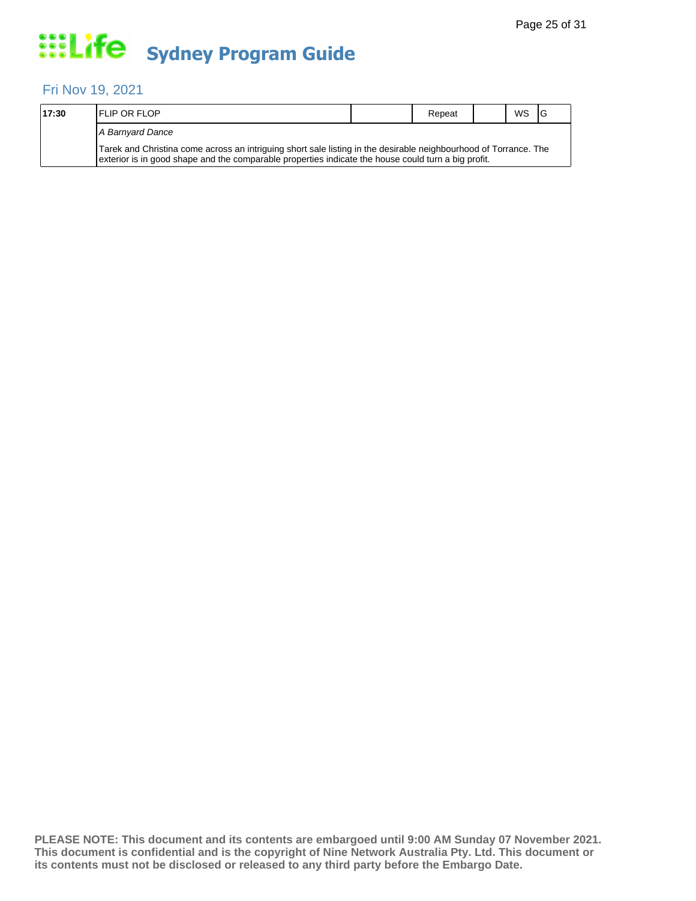# Sydney Program Guide

## Fri Nov 19, 2021

| 17:30 | FLIP OR FLOP | | Repeat | | WS | G |
|---|---|---|---|---|---|---|
| | *A Barnyard Dance* | | | | | |
| | Tarek and Christina come across an intriguing short sale listing in the desirable neighbourhood of Torrance. The exterior is in good shape and the comparable properties indicate the house could turn a big profit. | | | | | |

**PLEASE NOTE: This document and its contents are embargoed until 9:00 AM Sunday 07 November 2021. This document is confidential and is the copyright of Nine Network Australia Pty. Ltd. This document or its contents must not be disclosed or released to any third party before the Embargo Date.**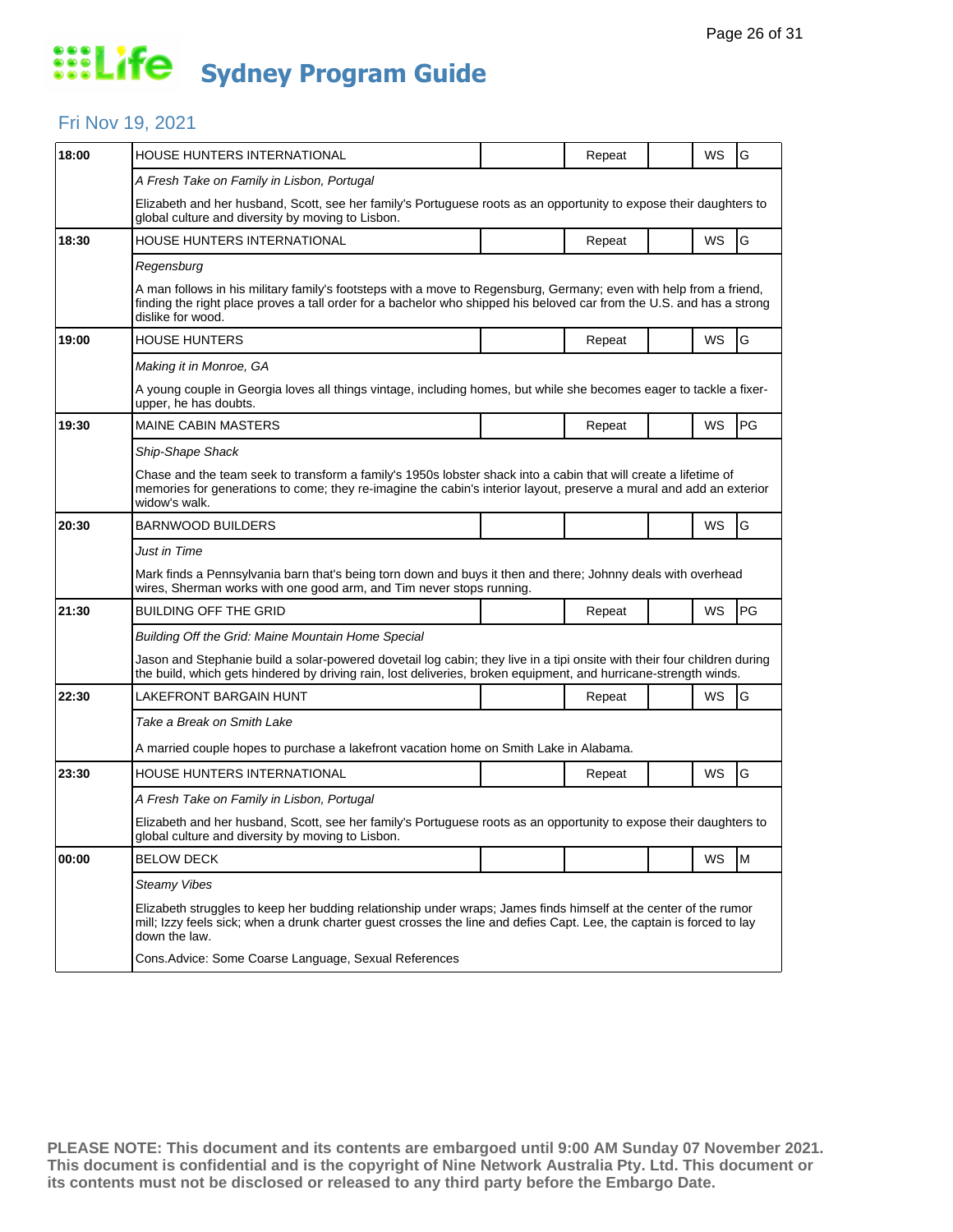# Life Sydney Program Guide

## Fri Nov 19, 2021

| Time | Program | | Repeat | | WS | Rating |
|---|---|---|---|---|---|---|
| 18:00 | HOUSE HUNTERS INTERNATIONAL | | Repeat | | WS | G |
| | *A Fresh Take on Family in Lisbon, Portugal* | | | | | |
| | Elizabeth and her husband, Scott, see her family's Portuguese roots as an opportunity to expose their daughters to global culture and diversity by moving to Lisbon. | | | | | |
| 18:30 | HOUSE HUNTERS INTERNATIONAL | | Repeat | | WS | G |
| | *Regensburg* | | | | | |
| | A man follows in his military family's footsteps with a move to Regensburg, Germany; even with help from a friend, finding the right place proves a tall order for a bachelor who shipped his beloved car from the U.S. and has a strong dislike for wood. | | | | | |
| 19:00 | HOUSE HUNTERS | | Repeat | | WS | G |
| | *Making it in Monroe, GA* | | | | | |
| | A young couple in Georgia loves all things vintage, including homes, but while she becomes eager to tackle a fixer-upper, he has doubts. | | | | | |
| 19:30 | MAINE CABIN MASTERS | | Repeat | | WS | PG |
| | *Ship-Shape Shack* | | | | | |
| | Chase and the team seek to transform a family's 1950s lobster shack into a cabin that will create a lifetime of memories for generations to come; they re-imagine the cabin's interior layout, preserve a mural and add an exterior widow's walk. | | | | | |
| 20:30 | BARNWOOD BUILDERS | | | | WS | G |
| | *Just in Time* | | | | | |
| | Mark finds a Pennsylvania barn that's being torn down and buys it then and there; Johnny deals with overhead wires, Sherman works with one good arm, and Tim never stops running. | | | | | |
| 21:30 | BUILDING OFF THE GRID | | Repeat | | WS | PG |
| | *Building Off the Grid: Maine Mountain Home Special* | | | | | |
| | Jason and Stephanie build a solar-powered dovetail log cabin; they live in a tipi onsite with their four children during the build, which gets hindered by driving rain, lost deliveries, broken equipment, and hurricane-strength winds. | | | | | |
| 22:30 | LAKEFRONT BARGAIN HUNT | | Repeat | | WS | G |
| | *Take a Break on Smith Lake* | | | | | |
| | A married couple hopes to purchase a lakefront vacation home on Smith Lake in Alabama. | | | | | |
| 23:30 | HOUSE HUNTERS INTERNATIONAL | | Repeat | | WS | G |
| | *A Fresh Take on Family in Lisbon, Portugal* | | | | | |
| | Elizabeth and her husband, Scott, see her family's Portuguese roots as an opportunity to expose their daughters to global culture and diversity by moving to Lisbon. | | | | | |
| 00:00 | BELOW DECK | | | | WS | M |
| | *Steamy Vibes* | | | | | |
| | Elizabeth struggles to keep her budding relationship under wraps; James finds himself at the center of the rumor mill; Izzy feels sick; when a drunk charter guest crosses the line and defies Capt. Lee, the captain is forced to lay down the law. | | | | | |
| | Cons.Advice: Some Coarse Language, Sexual References | | | | | |

**PLEASE NOTE: This document and its contents are embargoed until 9:00 AM Sunday 07 November 2021. This document is confidential and is the copyright of Nine Network Australia Pty. Ltd. This document or its contents must not be disclosed or released to any third party before the Embargo Date.**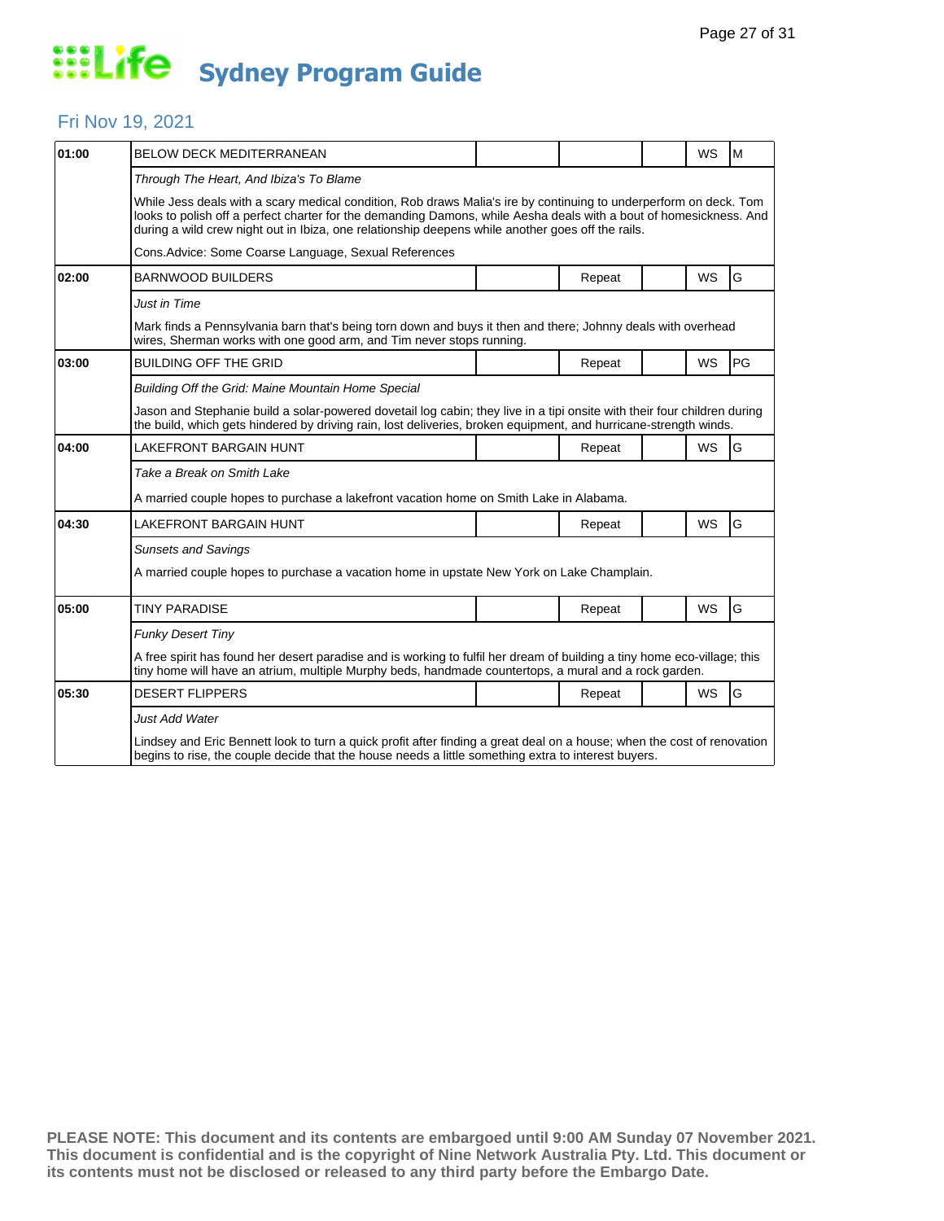# Life Sydney Program Guide

## Fri Nov 19, 2021

| Time | Program | | | | | |
|---|---|---|---|---|---|---|
| 01:00 | BELOW DECK MEDITERRANEAN | | | | WS | M |
| | *Through The Heart, And Ibiza's To Blame* | | | | | |
| | While Jess deals with a scary medical condition, Rob draws Malia's ire by continuing to underperform on deck. Tom looks to polish off a perfect charter for the demanding Damons, while Aesha deals with a bout of homesickness. And during a wild crew night out in Ibiza, one relationship deepens while another goes off the rails. | | | | | |
| | Cons.Advice: Some Coarse Language, Sexual References | | | | | |
| 02:00 | BARNWOOD BUILDERS | | Repeat | | WS | G |
| | *Just in Time* | | | | | |
| | Mark finds a Pennsylvania barn that's being torn down and buys it then and there; Johnny deals with overhead wires, Sherman works with one good arm, and Tim never stops running. | | | | | |
| 03:00 | BUILDING OFF THE GRID | | Repeat | | WS | PG |
| | *Building Off the Grid: Maine Mountain Home Special* | | | | | |
| | Jason and Stephanie build a solar-powered dovetail log cabin; they live in a tipi onsite with their four children during the build, which gets hindered by driving rain, lost deliveries, broken equipment, and hurricane-strength winds. | | | | | |
| 04:00 | LAKEFRONT BARGAIN HUNT | | Repeat | | WS | G |
| | *Take a Break on Smith Lake* | | | | | |
| | A married couple hopes to purchase a lakefront vacation home on Smith Lake in Alabama. | | | | | |
| 04:30 | LAKEFRONT BARGAIN HUNT | | Repeat | | WS | G |
| | *Sunsets and Savings* | | | | | |
| | A married couple hopes to purchase a vacation home in upstate New York on Lake Champlain. | | | | | |
| 05:00 | TINY PARADISE | | Repeat | | WS | G |
| | *Funky Desert Tiny* | | | | | |
| | A free spirit has found her desert paradise and is working to fulfil her dream of building a tiny home eco-village; this tiny home will have an atrium, multiple Murphy beds, handmade countertops, a mural and a rock garden. | | | | | |
| 05:30 | DESERT FLIPPERS | | Repeat | | WS | G |
| | *Just Add Water* | | | | | |
| | Lindsey and Eric Bennett look to turn a quick profit after finding a great deal on a house; when the cost of renovation begins to rise, the couple decide that the house needs a little something extra to interest buyers. | | | | | |

**PLEASE NOTE: This document and its contents are embargoed until 9:00 AM Sunday 07 November 2021. This document is confidential and is the copyright of Nine Network Australia Pty. Ltd. This document or its contents must not be disclosed or released to any third party before the Embargo Date.**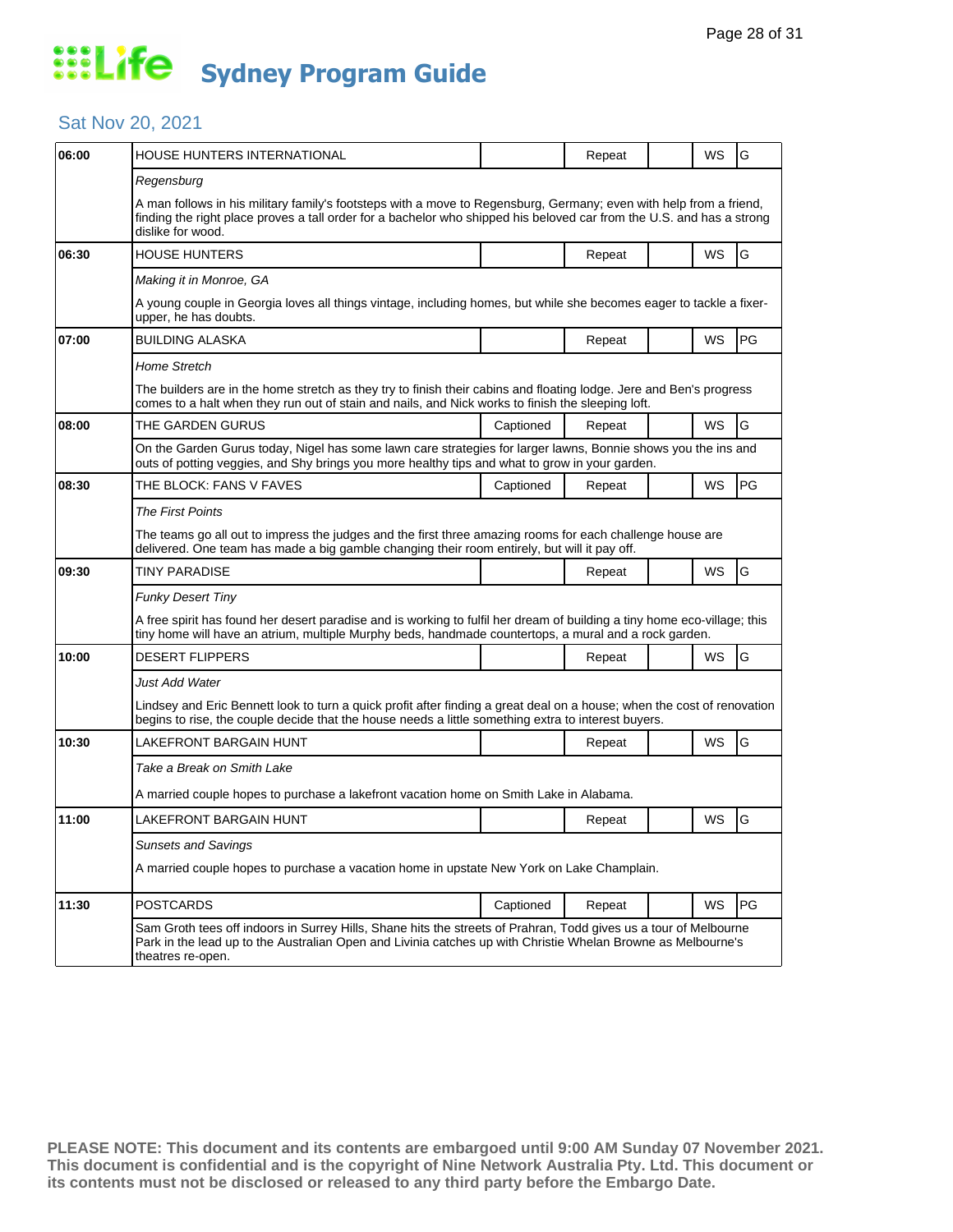# Life Sydney Program Guide

## Sat Nov 20, 2021

| Time | Program | Captioned | Repeat | | WS | Rating |
|---|---|---|---|---|---|---|
| 06:00 | HOUSE HUNTERS INTERNATIONAL | | Repeat | | WS | G |
| | *Regensburg* | | | | | |
| | A man follows in his military family's footsteps with a move to Regensburg, Germany; even with help from a friend, finding the right place proves a tall order for a bachelor who shipped his beloved car from the U.S. and has a strong dislike for wood. | | | | | |
| 06:30 | HOUSE HUNTERS | | Repeat | | WS | G |
| | *Making it in Monroe, GA* | | | | | |
| | A young couple in Georgia loves all things vintage, including homes, but while she becomes eager to tackle a fixer-upper, he has doubts. | | | | | |
| 07:00 | BUILDING ALASKA | | Repeat | | WS | PG |
| | *Home Stretch* | | | | | |
| | The builders are in the home stretch as they try to finish their cabins and floating lodge. Jere and Ben's progress comes to a halt when they run out of stain and nails, and Nick works to finish the sleeping loft. | | | | | |
| 08:00 | THE GARDEN GURUS | Captioned | Repeat | | WS | G |
| | On the Garden Gurus today, Nigel has some lawn care strategies for larger lawns, Bonnie shows you the ins and outs of potting veggies, and Shy brings you more healthy tips and what to grow in your garden. | | | | | |
| 08:30 | THE BLOCK: FANS V FAVES | Captioned | Repeat | | WS | PG |
| | *The First Points* | | | | | |
| | The teams go all out to impress the judges and the first three amazing rooms for each challenge house are delivered. One team has made a big gamble changing their room entirely, but will it pay off. | | | | | |
| 09:30 | TINY PARADISE | | Repeat | | WS | G |
| | *Funky Desert Tiny* | | | | | |
| | A free spirit has found her desert paradise and is working to fulfil her dream of building a tiny home eco-village; this tiny home will have an atrium, multiple Murphy beds, handmade countertops, a mural and a rock garden. | | | | | |
| 10:00 | DESERT FLIPPERS | | Repeat | | WS | G |
| | *Just Add Water* | | | | | |
| | Lindsey and Eric Bennett look to turn a quick profit after finding a great deal on a house; when the cost of renovation begins to rise, the couple decide that the house needs a little something extra to interest buyers. | | | | | |
| 10:30 | LAKEFRONT BARGAIN HUNT | | Repeat | | WS | G |
| | *Take a Break on Smith Lake* | | | | | |
| | A married couple hopes to purchase a lakefront vacation home on Smith Lake in Alabama. | | | | | |
| 11:00 | LAKEFRONT BARGAIN HUNT | | Repeat | | WS | G |
| | *Sunsets and Savings* | | | | | |
| | A married couple hopes to purchase a vacation home in upstate New York on Lake Champlain. | | | | | |
| 11:30 | POSTCARDS | Captioned | Repeat | | WS | PG |
| | Sam Groth tees off indoors in Surrey Hills, Shane hits the streets of Prahran, Todd gives us a tour of Melbourne Park in the lead up to the Australian Open and Livinia catches up with Christie Whelan Browne as Melbourne's theatres re-open. | | | | | |

**PLEASE NOTE: This document and its contents are embargoed until 9:00 AM Sunday 07 November 2021. This document is confidential and is the copyright of Nine Network Australia Pty. Ltd. This document or its contents must not be disclosed or released to any third party before the Embargo Date.**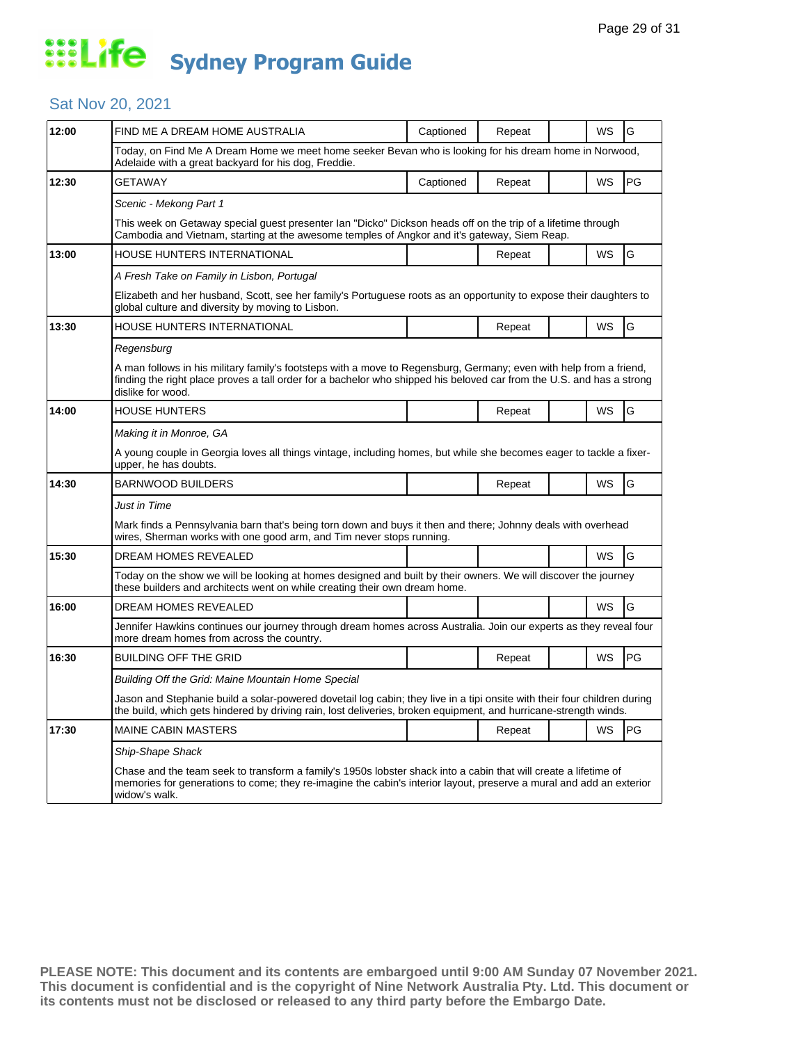# Life Sydney Program Guide

## Sat Nov 20, 2021

| Time | Program | Captioned | Repeat | | WS | Rating |
|---|---|---|---|---|---|---|
| 12:00 | FIND ME A DREAM HOME AUSTRALIA | Captioned | Repeat | | WS | G |
| | Today, on Find Me A Dream Home we meet home seeker Bevan who is looking for his dream home in Norwood, Adelaide with a great backyard for his dog, Freddie. | | | | | |
| 12:30 | GETAWAY | Captioned | Repeat | | WS | PG |
| | *Scenic - Mekong Part 1* | | | | | |
| | This week on Getaway special guest presenter Ian "Dicko" Dickson heads off on the trip of a lifetime through Cambodia and Vietnam, starting at the awesome temples of Angkor and it's gateway, Siem Reap. | | | | | |
| 13:00 | HOUSE HUNTERS INTERNATIONAL | | Repeat | | WS | G |
| | *A Fresh Take on Family in Lisbon, Portugal* | | | | | |
| | Elizabeth and her husband, Scott, see her family's Portuguese roots as an opportunity to expose their daughters to global culture and diversity by moving to Lisbon. | | | | | |
| 13:30 | HOUSE HUNTERS INTERNATIONAL | | Repeat | | WS | G |
| | *Regensburg* | | | | | |
| | A man follows in his military family's footsteps with a move to Regensburg, Germany; even with help from a friend, finding the right place proves a tall order for a bachelor who shipped his beloved car from the U.S. and has a strong dislike for wood. | | | | | |
| 14:00 | HOUSE HUNTERS | | Repeat | | WS | G |
| | *Making it in Monroe, GA* | | | | | |
| | A young couple in Georgia loves all things vintage, including homes, but while she becomes eager to tackle a fixer-upper, he has doubts. | | | | | |
| 14:30 | BARNWOOD BUILDERS | | Repeat | | WS | G |
| | *Just in Time* | | | | | |
| | Mark finds a Pennsylvania barn that's being torn down and buys it then and there; Johnny deals with overhead wires, Sherman works with one good arm, and Tim never stops running. | | | | | |
| 15:30 | DREAM HOMES REVEALED | | | | WS | G |
| | Today on the show we will be looking at homes designed and built by their owners. We will discover the journey these builders and architects went on while creating their own dream home. | | | | | |
| 16:00 | DREAM HOMES REVEALED | | | | WS | G |
| | Jennifer Hawkins continues our journey through dream homes across Australia. Join our experts as they reveal four more dream homes from across the country. | | | | | |
| 16:30 | BUILDING OFF THE GRID | | Repeat | | WS | PG |
| | *Building Off the Grid: Maine Mountain Home Special* | | | | | |
| | Jason and Stephanie build a solar-powered dovetail log cabin; they live in a tipi onsite with their four children during the build, which gets hindered by driving rain, lost deliveries, broken equipment, and hurricane-strength winds. | | | | | |
| 17:30 | MAINE CABIN MASTERS | | Repeat | | WS | PG |
| | *Ship-Shape Shack* | | | | | |
| | Chase and the team seek to transform a family's 1950s lobster shack into a cabin that will create a lifetime of memories for generations to come; they re-imagine the cabin's interior layout, preserve a mural and add an exterior widow's walk. | | | | | |

**PLEASE NOTE: This document and its contents are embargoed until 9:00 AM Sunday 07 November 2021. This document is confidential and is the copyright of Nine Network Australia Pty. Ltd. This document or its contents must not be disclosed or released to any third party before the Embargo Date.**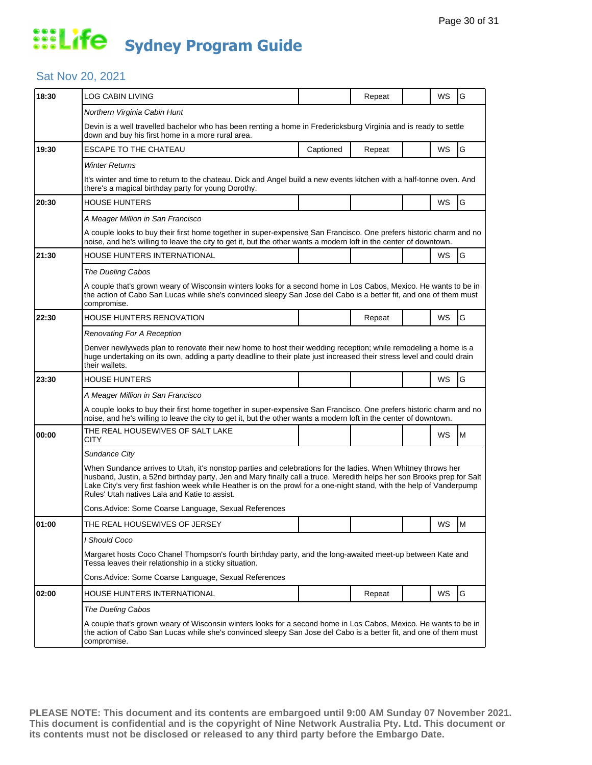# Life Sydney Program Guide

## Sat Nov 20, 2021

| Time | Program | Captioned | Repeat | | WS | Rating |
|---|---|---|---|---|---|---|
| 18:30 | LOG CABIN LIVING | | Repeat | | WS | G |
| | *Northern Virginia Cabin Hunt* | | | | | |
| | Devin is a well travelled bachelor who has been renting a home in Fredericksburg Virginia and is ready to settle down and buy his first home in a more rural area. | | | | | |
| 19:30 | ESCAPE TO THE CHATEAU | Captioned | Repeat | | WS | G |
| | *Winter Returns* | | | | | |
| | It's winter and time to return to the chateau. Dick and Angel build a new events kitchen with a half-tonne oven. And there's a magical birthday party for young Dorothy. | | | | | |
| 20:30 | HOUSE HUNTERS | | | | WS | G |
| | *A Meager Million in San Francisco* | | | | | |
| | A couple looks to buy their first home together in super-expensive San Francisco. One prefers historic charm and no noise, and he's willing to leave the city to get it, but the other wants a modern loft in the center of downtown. | | | | | |
| 21:30 | HOUSE HUNTERS INTERNATIONAL | | | | WS | G |
| | *The Dueling Cabos* | | | | | |
| | A couple that's grown weary of Wisconsin winters looks for a second home in Los Cabos, Mexico. He wants to be in the action of Cabo San Lucas while she's convinced sleepy San Jose del Cabo is a better fit, and one of them must compromise. | | | | | |
| 22:30 | HOUSE HUNTERS RENOVATION | | Repeat | | WS | G |
| | *Renovating For A Reception* | | | | | |
| | Denver newlyweds plan to renovate their new home to host their wedding reception; while remodeling a home is a huge undertaking on its own, adding a party deadline to their plate just increased their stress level and could drain their wallets. | | | | | |
| 23:30 | HOUSE HUNTERS | | | | WS | G |
| | *A Meager Million in San Francisco* | | | | | |
| | A couple looks to buy their first home together in super-expensive San Francisco. One prefers historic charm and no noise, and he's willing to leave the city to get it, but the other wants a modern loft in the center of downtown. | | | | | |
| 00:00 | THE REAL HOUSEWIVES OF SALT LAKE CITY | | | | WS | M |
| | *Sundance City* | | | | | |
| | When Sundance arrives to Utah, it's nonstop parties and celebrations for the ladies. When Whitney throws her husband, Justin, a 52nd birthday party, Jen and Mary finally call a truce. Meredith helps her son Brooks prep for Salt Lake City's very first fashion week while Heather is on the prowl for a one-night stand, with the help of Vanderpump Rules' Utah natives Lala and Katie to assist. | | | | | |
| | Cons.Advice: Some Coarse Language, Sexual References | | | | | |
| 01:00 | THE REAL HOUSEWIVES OF JERSEY | | | | WS | M |
| | *I Should Coco* | | | | | |
| | Margaret hosts Coco Chanel Thompson's fourth birthday party, and the long-awaited meet-up between Kate and Tessa leaves their relationship in a sticky situation. | | | | | |
| | Cons.Advice: Some Coarse Language, Sexual References | | | | | |
| 02:00 | HOUSE HUNTERS INTERNATIONAL | | Repeat | | WS | G |
| | *The Dueling Cabos* | | | | | |
| | A couple that's grown weary of Wisconsin winters looks for a second home in Los Cabos, Mexico. He wants to be in the action of Cabo San Lucas while she's convinced sleepy San Jose del Cabo is a better fit, and one of them must compromise. | | | | | |

**PLEASE NOTE: This document and its contents are embargoed until 9:00 AM Sunday 07 November 2021. This document is confidential and is the copyright of Nine Network Australia Pty. Ltd. This document or its contents must not be disclosed or released to any third party before the Embargo Date.**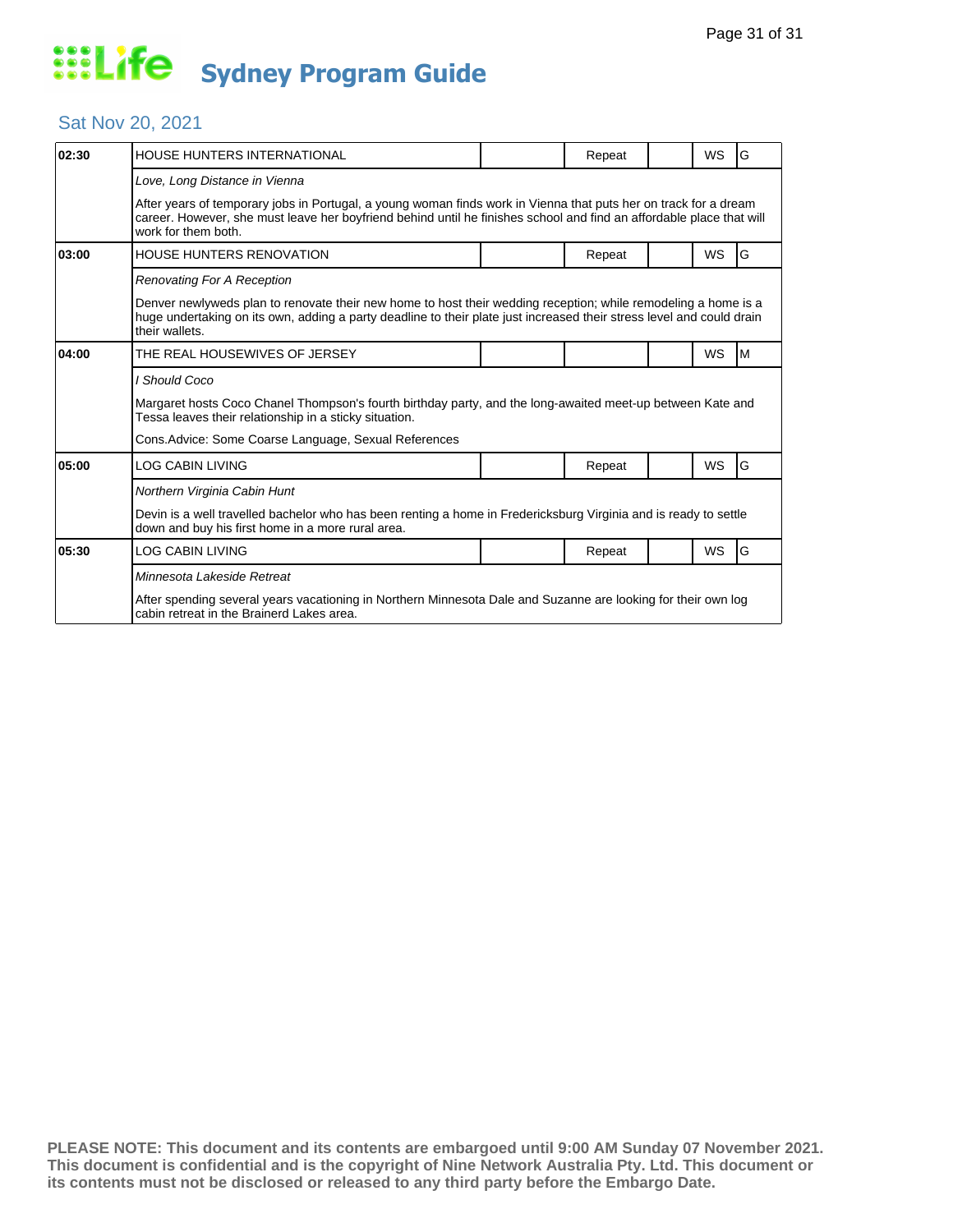# Life Sydney Program Guide

## Sat Nov 20, 2021

| | | | | | | |
|---|---|---|---|---|---|---|
| **02:30** | HOUSE HUNTERS INTERNATIONAL | | Repeat | | WS | G |
| | *Love, Long Distance in Vienna* | | | | | |
| | After years of temporary jobs in Portugal, a young woman finds work in Vienna that puts her on track for a dream career. However, she must leave her boyfriend behind until he finishes school and find an affordable place that will work for them both. | | | | | |
| **03:00** | HOUSE HUNTERS RENOVATION | | Repeat | | WS | G |
| | *Renovating For A Reception* | | | | | |
| | Denver newlyweds plan to renovate their new home to host their wedding reception; while remodeling a home is a huge undertaking on its own, adding a party deadline to their plate just increased their stress level and could drain their wallets. | | | | | |
| **04:00** | THE REAL HOUSEWIVES OF JERSEY | | | | WS | M |
| | *I Should Coco* | | | | | |
| | Margaret hosts Coco Chanel Thompson's fourth birthday party, and the long-awaited meet-up between Kate and Tessa leaves their relationship in a sticky situation. | | | | | |
| | Cons.Advice: Some Coarse Language, Sexual References | | | | | |
| **05:00** | LOG CABIN LIVING | | Repeat | | WS | G |
| | *Northern Virginia Cabin Hunt* | | | | | |
| | Devin is a well travelled bachelor who has been renting a home in Fredericksburg Virginia and is ready to settle down and buy his first home in a more rural area. | | | | | |
| **05:30** | LOG CABIN LIVING | | Repeat | | WS | G |
| | *Minnesota Lakeside Retreat* | | | | | |
| | After spending several years vacationing in Northern Minnesota Dale and Suzanne are looking for their own log cabin retreat in the Brainerd Lakes area. | | | | | |

**PLEASE NOTE: This document and its contents are embargoed until 9:00 AM Sunday 07 November 2021. This document is confidential and is the copyright of Nine Network Australia Pty. Ltd. This document or its contents must not be disclosed or released to any third party before the Embargo Date.**